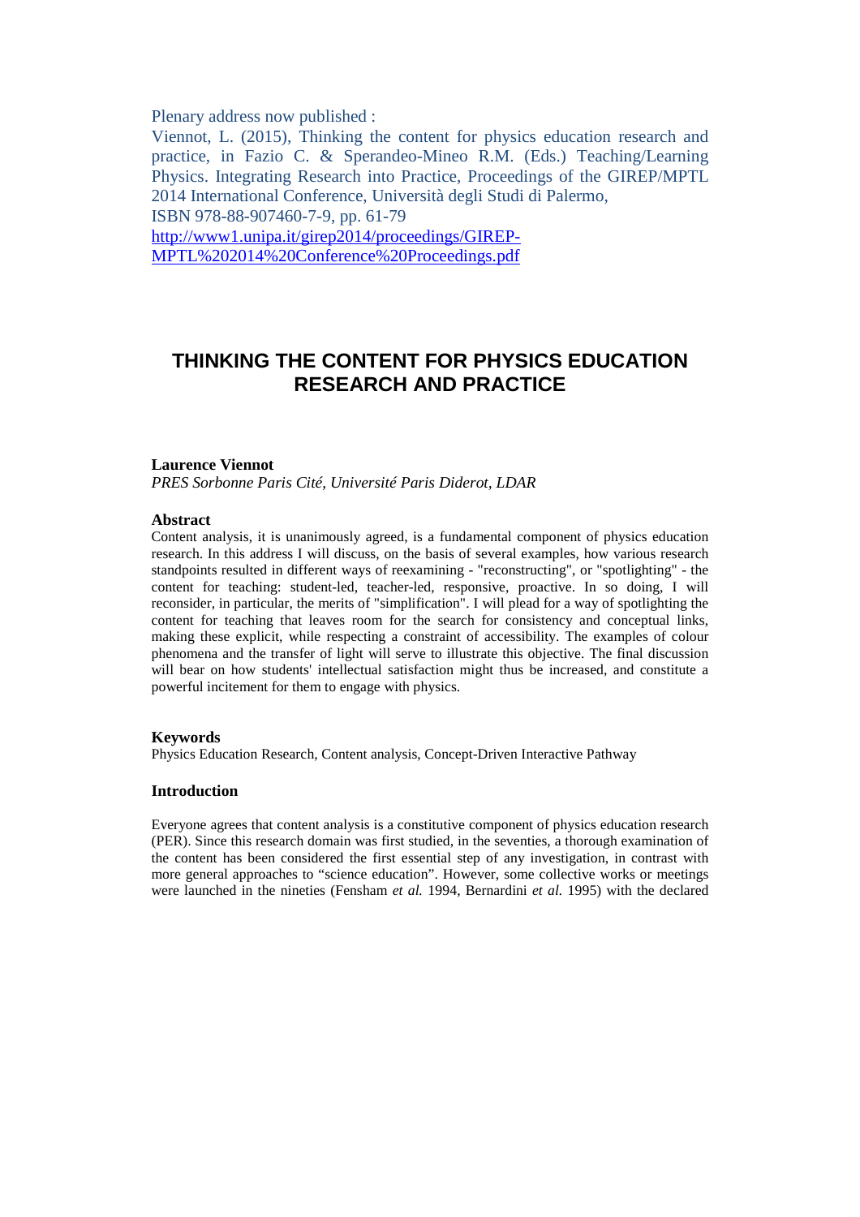Plenary address now published :

Viennot, L. (2015), Thinking the content for physics education research and practice, in Fazio C. & Sperandeo-Mineo R.M. (Eds.) Teaching/Learning Physics. Integrating Research into Practice, Proceedings of the GIREP/MPTL 2014 International Conference, Università degli Studi di Palermo,
ISBN 978-88-907460-7-9, pp. 61-79
[http://www1.unipa.it/girep2014/proceedings/GIREP-MPTL%202014%20Conference%20Proceedings.pdf](http://www1.unipa.it/girep2014/proceedings/GIREP-MPTL%202014%20Conference%20Proceedings.pdf)

# THINKING THE CONTENT FOR PHYSICS EDUCATION RESEARCH AND PRACTICE

**Laurence Viennot**
*PRES Sorbonne Paris Cité, Université Paris Diderot, LDAR*

### Abstract

Content analysis, it is unanimously agreed, is a fundamental component of physics education research. In this address I will discuss, on the basis of several examples, how various research standpoints resulted in different ways of reexamining - "reconstructing", or "spotlighting" - the content for teaching: student-led, teacher-led, responsive, proactive. In so doing, I will reconsider, in particular, the merits of "simplification". I will plead for a way of spotlighting the content for teaching that leaves room for the search for consistency and conceptual links, making these explicit, while respecting a constraint of accessibility. The examples of colour phenomena and the transfer of light will serve to illustrate this objective. The final discussion will bear on how students' intellectual satisfaction might thus be increased, and constitute a powerful incitement for them to engage with physics.

### Keywords

Physics Education Research, Content analysis, Concept-Driven Interactive Pathway

### Introduction

Everyone agrees that content analysis is a constitutive component of physics education research (PER). Since this research domain was first studied, in the seventies, a thorough examination of the content has been considered the first essential step of any investigation, in contrast with more general approaches to "science education". However, some collective works or meetings were launched in the nineties (Fensham *et al.* 1994, Bernardini *et al.* 1995) with the declared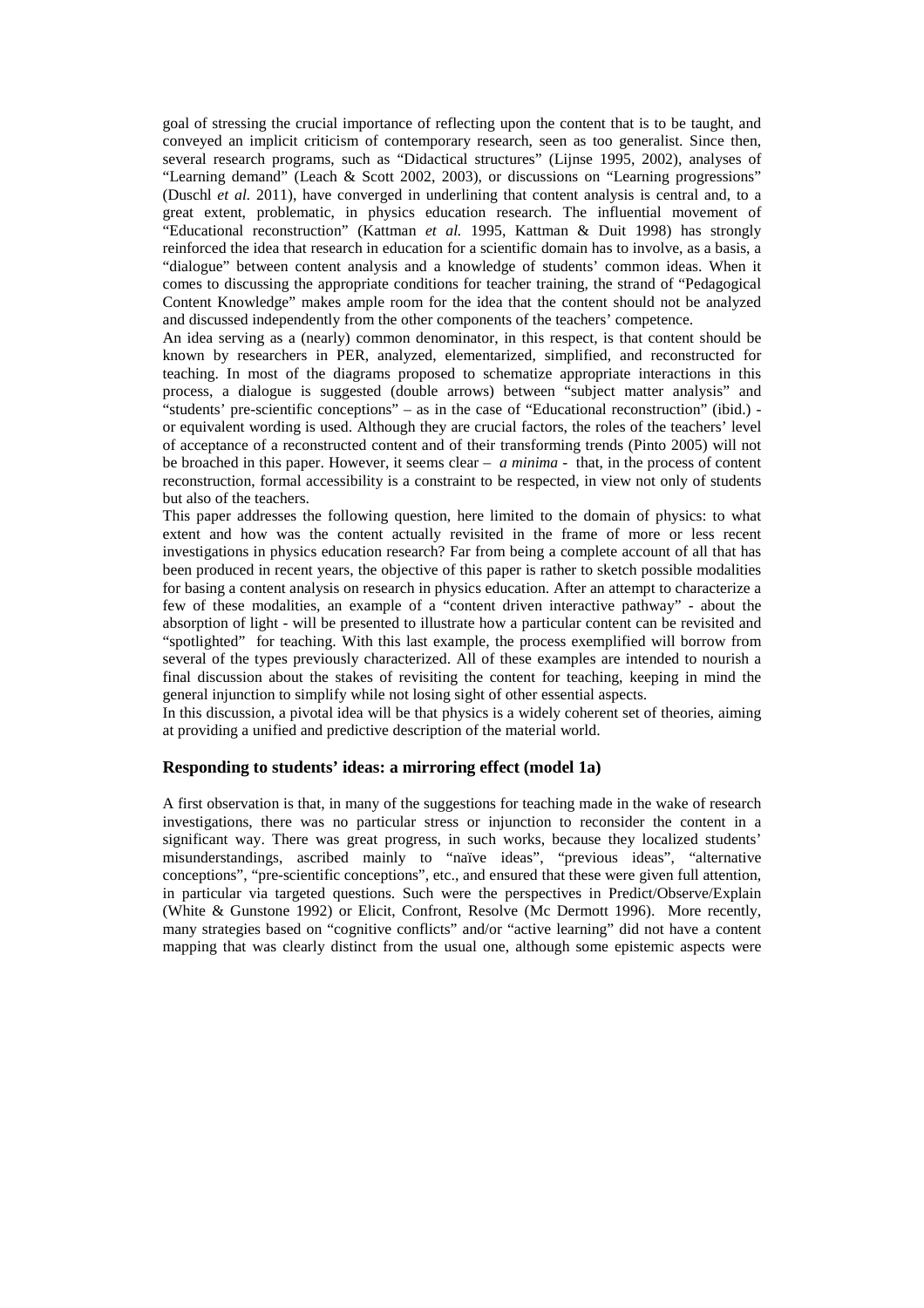goal of stressing the crucial importance of reflecting upon the content that is to be taught, and conveyed an implicit criticism of contemporary research, seen as too generalist. Since then, several research programs, such as "Didactical structures" (Lijnse 1995, 2002), analyses of "Learning demand" (Leach & Scott 2002, 2003), or discussions on "Learning progressions" (Duschl *et al.* 2011), have converged in underlining that content analysis is central and, to a great extent, problematic, in physics education research. The influential movement of "Educational reconstruction" (Kattman *et al.* 1995, Kattman & Duit 1998) has strongly reinforced the idea that research in education for a scientific domain has to involve, as a basis, a "dialogue" between content analysis and a knowledge of students' common ideas. When it comes to discussing the appropriate conditions for teacher training, the strand of "Pedagogical Content Knowledge" makes ample room for the idea that the content should not be analyzed and discussed independently from the other components of the teachers' competence.

An idea serving as a (nearly) common denominator, in this respect, is that content should be known by researchers in PER, analyzed, elementarized, simplified, and reconstructed for teaching. In most of the diagrams proposed to schematize appropriate interactions in this process, a dialogue is suggested (double arrows) between "subject matter analysis" and "students' pre-scientific conceptions" – as in the case of "Educational reconstruction" (ibid.) - or equivalent wording is used. Although they are crucial factors, the roles of the teachers' level of acceptance of a reconstructed content and of their transforming trends (Pinto 2005) will not be broached in this paper. However, it seems clear – *a minima* - that, in the process of content reconstruction, formal accessibility is a constraint to be respected, in view not only of students but also of the teachers.

This paper addresses the following question, here limited to the domain of physics: to what extent and how was the content actually revisited in the frame of more or less recent investigations in physics education research? Far from being a complete account of all that has been produced in recent years, the objective of this paper is rather to sketch possible modalities for basing a content analysis on research in physics education. After an attempt to characterize a few of these modalities, an example of a "content driven interactive pathway" - about the absorption of light - will be presented to illustrate how a particular content can be revisited and "spotlighted" for teaching. With this last example, the process exemplified will borrow from several of the types previously characterized. All of these examples are intended to nourish a final discussion about the stakes of revisiting the content for teaching, keeping in mind the general injunction to simplify while not losing sight of other essential aspects.

In this discussion, a pivotal idea will be that physics is a widely coherent set of theories, aiming at providing a unified and predictive description of the material world.

## Responding to students' ideas: a mirroring effect (model 1a)

A first observation is that, in many of the suggestions for teaching made in the wake of research investigations, there was no particular stress or injunction to reconsider the content in a significant way. There was great progress, in such works, because they localized students' misunderstandings, ascribed mainly to "naïve ideas", "previous ideas", "alternative conceptions", "pre-scientific conceptions", etc., and ensured that these were given full attention, in particular via targeted questions. Such were the perspectives in Predict/Observe/Explain (White & Gunstone 1992) or Elicit, Confront, Resolve (Mc Dermott 1996). More recently, many strategies based on "cognitive conflicts" and/or "active learning" did not have a content mapping that was clearly distinct from the usual one, although some epistemic aspects were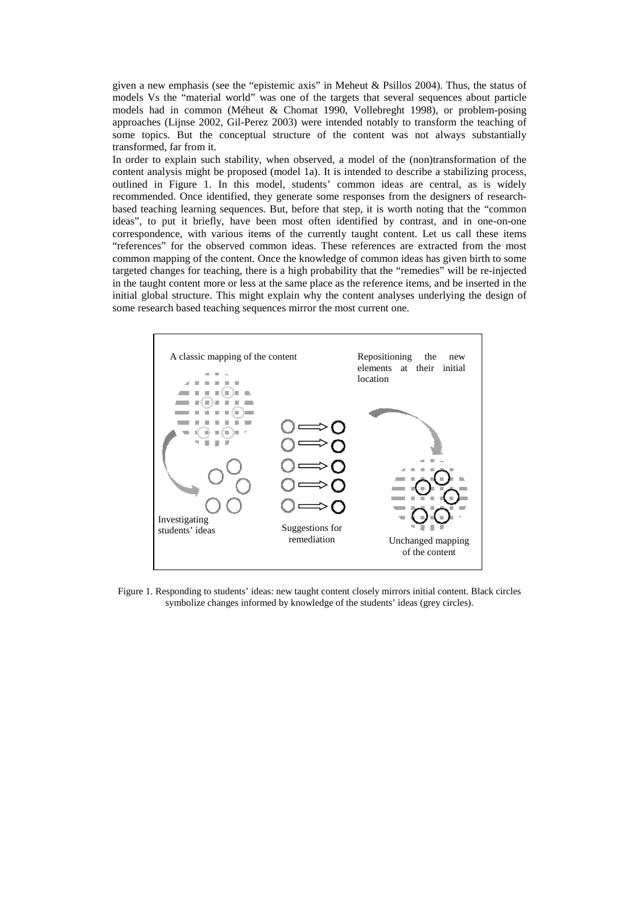given a new emphasis (see the "epistemic axis" in Meheut & Psillos 2004). Thus, the status of models Vs the "material world" was one of the targets that several sequences about particle models had in common (Méheut & Chomat 1990, Vollebreght 1998), or problem-posing approaches (Lijnse 2002, Gil-Perez 2003) were intended notably to transform the teaching of some topics. But the conceptual structure of the content was not always substantially transformed, far from it.

In order to explain such stability, when observed, a model of the (non)transformation of the content analysis might be proposed (model 1a). It is intended to describe a stabilizing process, outlined in Figure 1. In this model, students' common ideas are central, as is widely recommended. Once identified, they generate some responses from the designers of research-based teaching learning sequences. But, before that step, it is worth noting that the "common ideas", to put it briefly, have been most often identified by contrast, and in one-on-one correspondence, with various items of the currently taught content. Let us call these items "references" for the observed common ideas. These references are extracted from the most common mapping of the content. Once the knowledge of common ideas has given birth to some targeted changes for teaching, there is a high probability that the "remedies" will be re-injected in the taught content more or less at the same place as the reference items, and be inserted in the initial global structure. This might explain why the content analyses underlying the design of some research based teaching sequences mirror the most current one.

A classic mapping of the content

Repositioning the new elements at their initial location

Investigating students' ideas

Suggestions for remediation

Unchanged mapping of the content

Figure 1. Responding to students' ideas: new taught content closely mirrors initial content. Black circles symbolize changes informed by knowledge of the students' ideas (grey circles).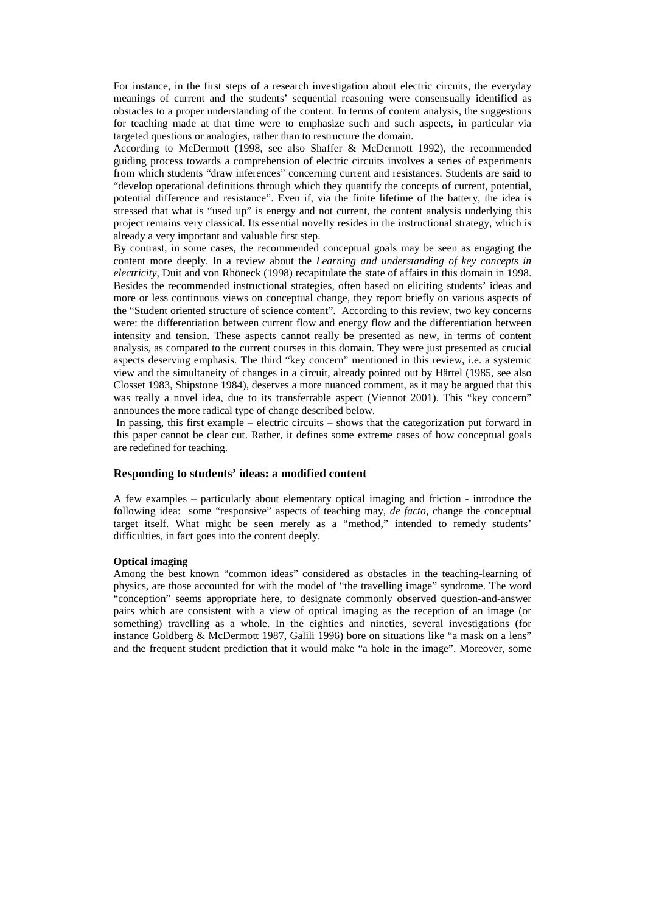For instance, in the first steps of a research investigation about electric circuits, the everyday meanings of current and the students' sequential reasoning were consensually identified as obstacles to a proper understanding of the content. In terms of content analysis, the suggestions for teaching made at that time were to emphasize such and such aspects, in particular via targeted questions or analogies, rather than to restructure the domain.

According to McDermott (1998, see also Shaffer & McDermott 1992), the recommended guiding process towards a comprehension of electric circuits involves a series of experiments from which students "draw inferences" concerning current and resistances. Students are said to "develop operational definitions through which they quantify the concepts of current, potential, potential difference and resistance". Even if, via the finite lifetime of the battery, the idea is stressed that what is "used up" is energy and not current, the content analysis underlying this project remains very classical. Its essential novelty resides in the instructional strategy, which is already a very important and valuable first step.

By contrast, in some cases, the recommended conceptual goals may be seen as engaging the content more deeply. In a review about the *Learning and understanding of key concepts in electricity*, Duit and von Rhöneck (1998) recapitulate the state of affairs in this domain in 1998. Besides the recommended instructional strategies, often based on eliciting students' ideas and more or less continuous views on conceptual change, they report briefly on various aspects of the "Student oriented structure of science content". According to this review, two key concerns were: the differentiation between current flow and energy flow and the differentiation between intensity and tension. These aspects cannot really be presented as new, in terms of content analysis, as compared to the current courses in this domain. They were just presented as crucial aspects deserving emphasis. The third "key concern" mentioned in this review, i.e. a systemic view and the simultaneity of changes in a circuit, already pointed out by Härtel (1985, see also Closset 1983, Shipstone 1984), deserves a more nuanced comment, as it may be argued that this was really a novel idea, due to its transferrable aspect (Viennot 2001). This "key concern" announces the more radical type of change described below.

In passing, this first example – electric circuits – shows that the categorization put forward in this paper cannot be clear cut. Rather, it defines some extreme cases of how conceptual goals are redefined for teaching.

## Responding to students' ideas: a modified content

A few examples – particularly about elementary optical imaging and friction - introduce the following idea: some "responsive" aspects of teaching may, *de facto*, change the conceptual target itself. What might be seen merely as a "method," intended to remedy students' difficulties, in fact goes into the content deeply.

### Optical imaging

Among the best known "common ideas" considered as obstacles in the teaching-learning of physics, are those accounted for with the model of "the travelling image" syndrome. The word "conception" seems appropriate here, to designate commonly observed question-and-answer pairs which are consistent with a view of optical imaging as the reception of an image (or something) travelling as a whole. In the eighties and nineties, several investigations (for instance Goldberg & McDermott 1987, Galili 1996) bore on situations like "a mask on a lens" and the frequent student prediction that it would make "a hole in the image". Moreover, some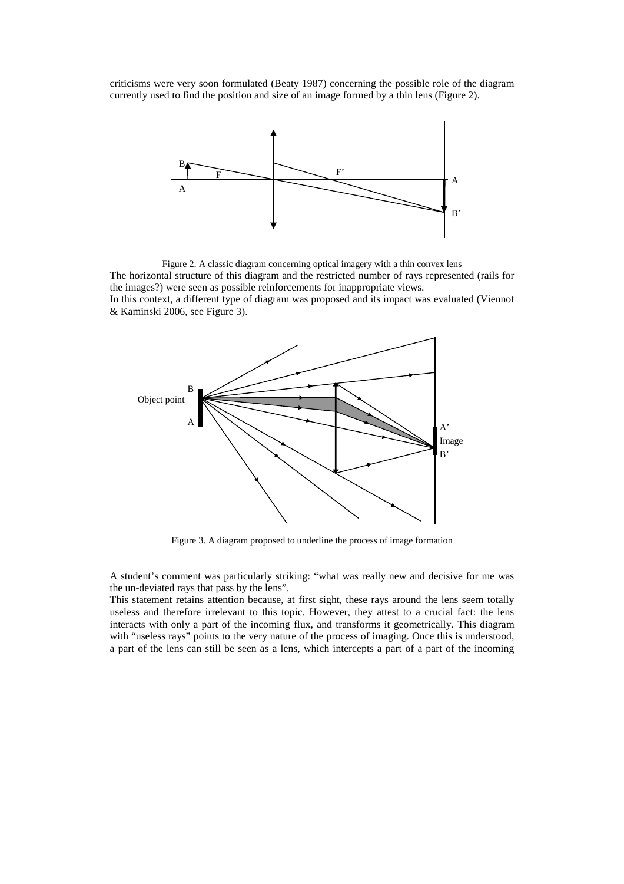criticisms were very soon formulated (Beaty 1987) concerning the possible role of the diagram currently used to find the position and size of an image formed by a thin lens (Figure 2).

Figure 2. A classic diagram concerning optical imagery with a thin convex lens

The horizontal structure of this diagram and the restricted number of rays represented (rails for the images?) were seen as possible reinforcements for inappropriate views.

In this context, a different type of diagram was proposed and its impact was evaluated (Viennot & Kaminski 2006, see Figure 3).

Figure 3. A diagram proposed to underline the process of image formation

A student's comment was particularly striking: "what was really new and decisive for me was the un-deviated rays that pass by the lens".

This statement retains attention because, at first sight, these rays around the lens seem totally useless and therefore irrelevant to this topic. However, they attest to a crucial fact: the lens interacts with only a part of the incoming flux, and transforms it geometrically. This diagram with "useless rays" points to the very nature of the process of imaging. Once this is understood, a part of the lens can still be seen as a lens, which intercepts a part of a part of the incoming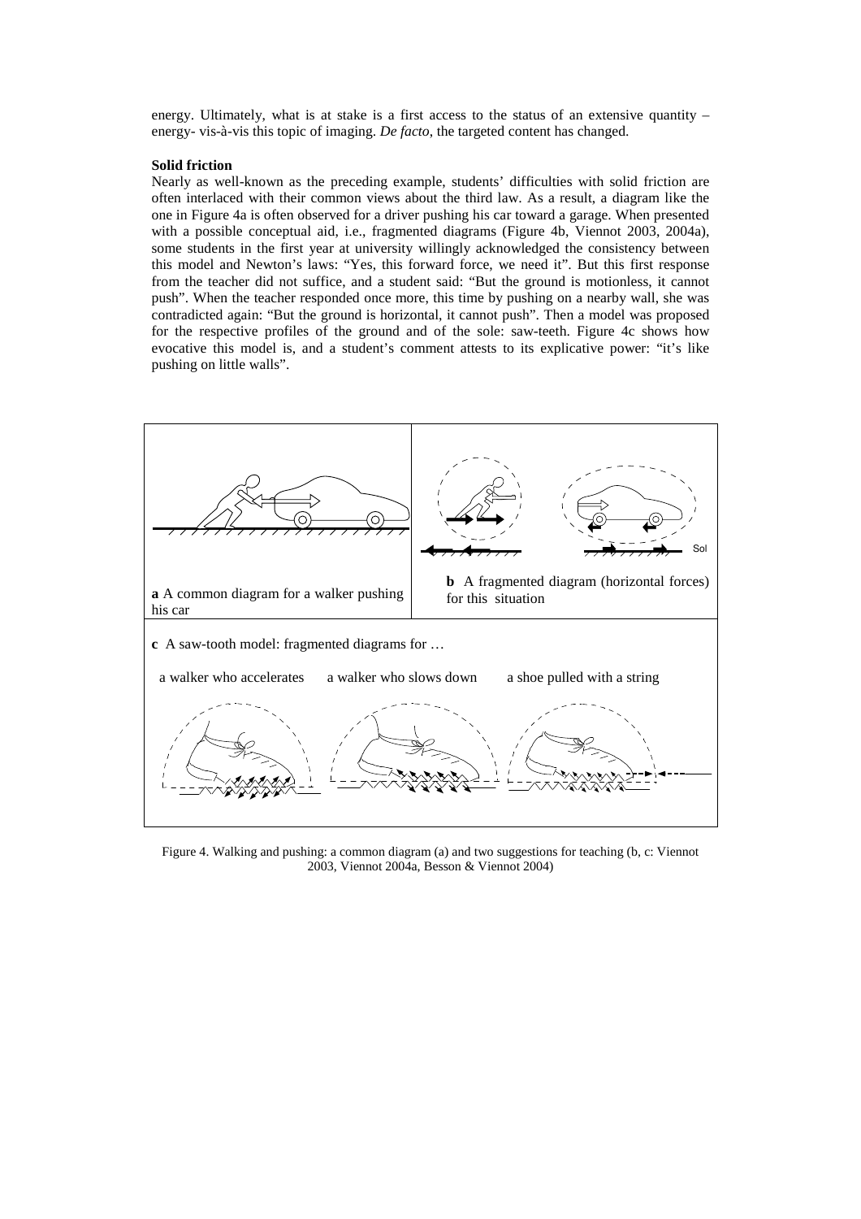energy. Ultimately, what is at stake is a first access to the status of an extensive quantity – energy- vis-à-vis this topic of imaging. *De facto*, the targeted content has changed.

**Solid friction**

Nearly as well-known as the preceding example, students' difficulties with solid friction are often interlaced with their common views about the third law. As a result, a diagram like the one in Figure 4a is often observed for a driver pushing his car toward a garage. When presented with a possible conceptual aid, i.e., fragmented diagrams (Figure 4b, Viennot 2003, 2004a), some students in the first year at university willingly acknowledged the consistency between this model and Newton's laws: "Yes, this forward force, we need it". But this first response from the teacher did not suffice, and a student said: "But the ground is motionless, it cannot push". When the teacher responded once more, this time by pushing on a nearby wall, she was contradicted again: "But the ground is horizontal, it cannot push". Then a model was proposed for the respective profiles of the ground and of the sole: saw-teeth. Figure 4c shows how evocative this model is, and a student's comment attests to its explicative power: "it's like pushing on little walls".

**a** A common diagram for a walker pushing his car

**b** A fragmented diagram (horizontal forces) for this situation

**c** A saw-tooth model: fragmented diagrams for …

a walker who accelerates a walker who slows down a shoe pulled with a string

Figure 4. Walking and pushing: a common diagram (a) and two suggestions for teaching (b, c: Viennot 2003, Viennot 2004a, Besson & Viennot 2004)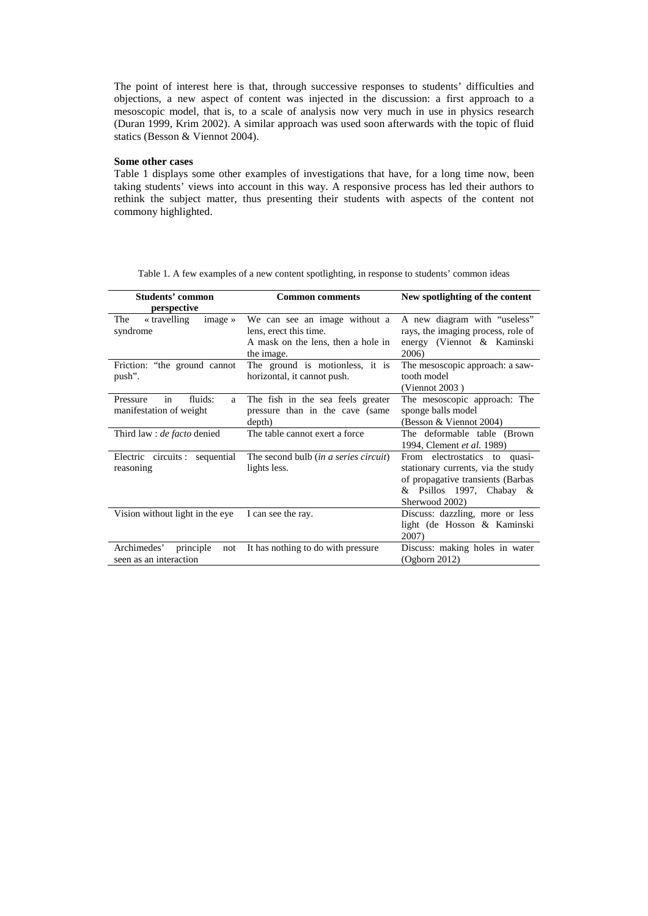The point of interest here is that, through successive responses to students' difficulties and objections, a new aspect of content was injected in the discussion: a first approach to a mesoscopic model, that is, to a scale of analysis now very much in use in physics research (Duran 1999, Krim 2002). A similar approach was used soon afterwards with the topic of fluid statics (Besson & Viennot 2004).

**Some other cases**

Table 1 displays some other examples of investigations that have, for a long time now, been taking students' views into account in this way. A responsive process has led their authors to rethink the subject matter, thus presenting their students with aspects of the content not commony highlighted.

Table 1. A few examples of a new content spotlighting, in response to students' common ideas

| Students' common perspective | Common comments | New spotlighting of the content |
|---|---|---|
| The « travelling image » syndrome | We can see an image without a lens, erect this time. A mask on the lens, then a hole in the image. | A new diagram with "useless" rays, the imaging process, role of energy (Viennot & Kaminski 2006) |
| Friction: "the ground cannot push". | The ground is motionless, it is horizontal, it cannot push. | The mesoscopic approach: a saw-tooth model (Viennot 2003 ) |
| Pressure in fluids: a manifestation of weight | The fish in the sea feels greater pressure than in the cave (same depth) | The mesoscopic approach: The sponge balls model (Besson & Viennot 2004) |
| Third law : *de facto* denied | The table cannot exert a force | The deformable table (Brown 1994, Clement *et al.* 1989) |
| Electric circuits : sequential reasoning | The second bulb (*in a series circuit*) lights less. | From electrostatics to quasi-stationary currents, via the study of propagative transients (Barbas & Psillos 1997, Chabay & Sherwood 2002) |
| Vision without light in the eye | I can see the ray. | Discuss: dazzling, more or less light (de Hosson & Kaminski 2007) |
| Archimedes' principle not seen as an interaction | It has nothing to do with pressure | Discuss: making holes in water (Ogborn 2012) |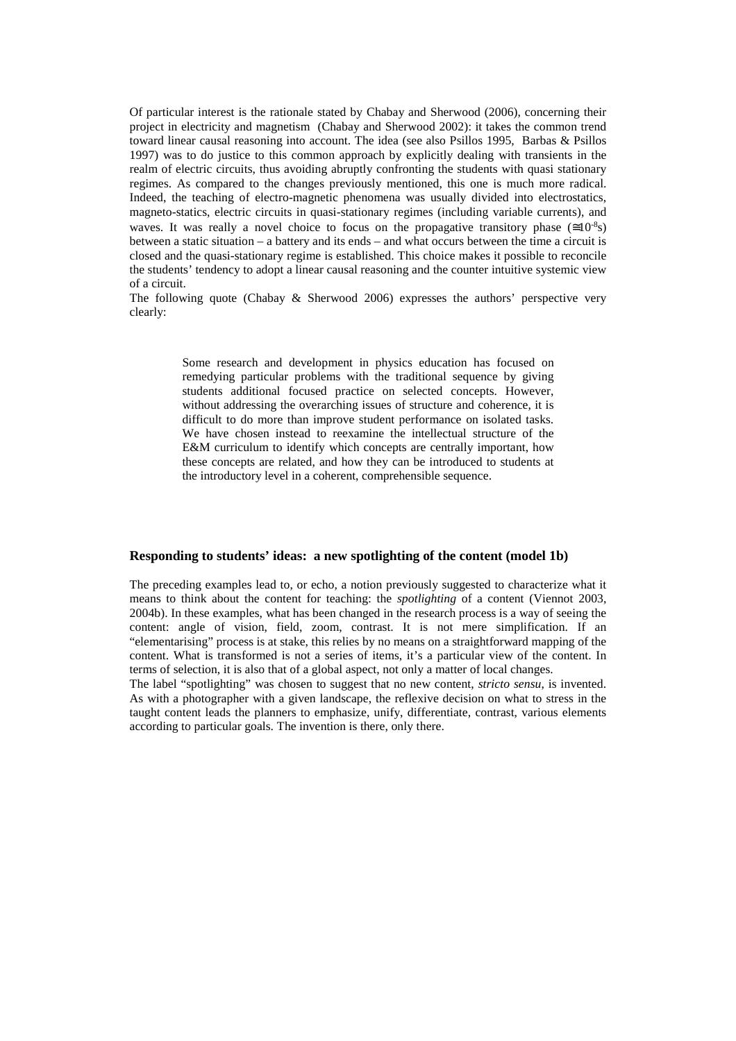Of particular interest is the rationale stated by Chabay and Sherwood (2006), concerning their project in electricity and magnetism (Chabay and Sherwood 2002): it takes the common trend toward linear causal reasoning into account. The idea (see also Psillos 1995, Barbas & Psillos 1997) was to do justice to this common approach by explicitly dealing with transients in the realm of electric circuits, thus avoiding abruptly confronting the students with quasi stationary regimes. As compared to the changes previously mentioned, this one is much more radical. Indeed, the teaching of electro-magnetic phenomena was usually divided into electrostatics, magneto-statics, electric circuits in quasi-stationary regimes (including variable currents), and waves. It was really a novel choice to focus on the propagative transitory phase ($\cong 10^{-8}$s) between a static situation – a battery and its ends – and what occurs between the time a circuit is closed and the quasi-stationary regime is established. This choice makes it possible to reconcile the students' tendency to adopt a linear causal reasoning and the counter intuitive systemic view of a circuit.

The following quote (Chabay & Sherwood 2006) expresses the authors' perspective very clearly:

> Some research and development in physics education has focused on remedying particular problems with the traditional sequence by giving students additional focused practice on selected concepts. However, without addressing the overarching issues of structure and coherence, it is difficult to do more than improve student performance on isolated tasks. We have chosen instead to reexamine the intellectual structure of the E&M curriculum to identify which concepts are centrally important, how these concepts are related, and how they can be introduced to students at the introductory level in a coherent, comprehensible sequence.

### Responding to students' ideas: a new spotlighting of the content (model 1b)

The preceding examples lead to, or echo, a notion previously suggested to characterize what it means to think about the content for teaching: the *spotlighting* of a content (Viennot 2003, 2004b). In these examples, what has been changed in the research process is a way of seeing the content: angle of vision, field, zoom, contrast. It is not mere simplification. If an "elementarising" process is at stake, this relies by no means on a straightforward mapping of the content. What is transformed is not a series of items, it's a particular view of the content. In terms of selection, it is also that of a global aspect, not only a matter of local changes.

The label "spotlighting" was chosen to suggest that no new content, *stricto sensu*, is invented. As with a photographer with a given landscape, the reflexive decision on what to stress in the taught content leads the planners to emphasize, unify, differentiate, contrast, various elements according to particular goals. The invention is there, only there.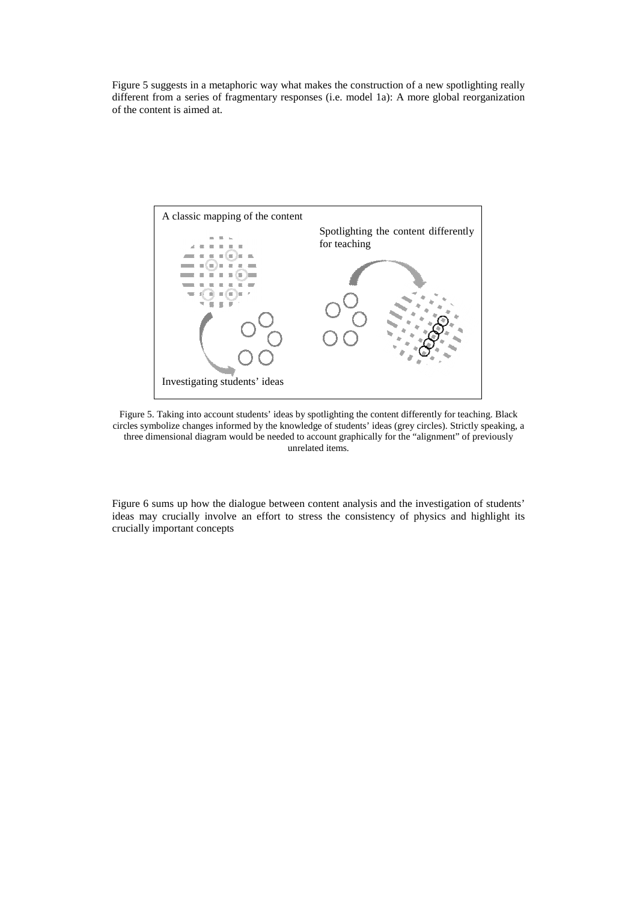Figure 5 suggests in a metaphoric way what makes the construction of a new spotlighting really different from a series of fragmentary responses (i.e. model 1a): A more global reorganization of the content is aimed at.

A classic mapping of the content

Spotlighting the content differently for teaching

Investigating students' ideas

Figure 5. Taking into account students' ideas by spotlighting the content differently for teaching. Black circles symbolize changes informed by the knowledge of students' ideas (grey circles). Strictly speaking, a three dimensional diagram would be needed to account graphically for the "alignment" of previously unrelated items.

Figure 6 sums up how the dialogue between content analysis and the investigation of students' ideas may crucially involve an effort to stress the consistency of physics and highlight its crucially important concepts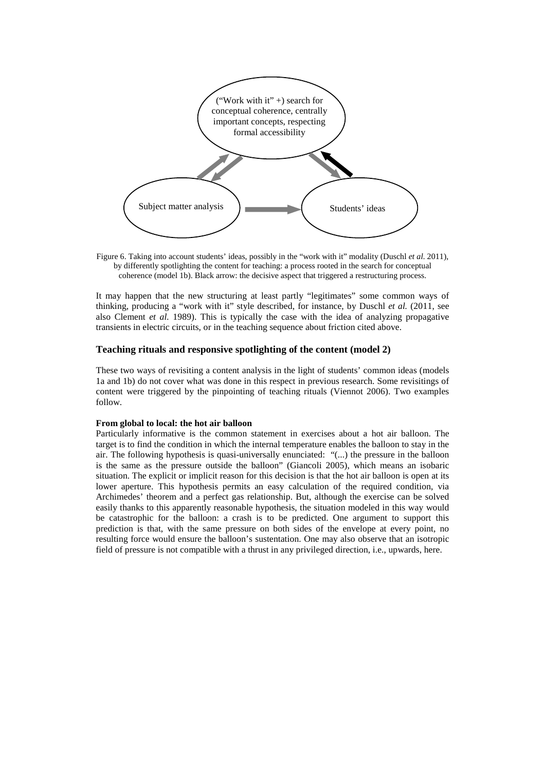("Work with it" +) search for conceptual coherence, centrally important concepts, respecting formal accessibility

Subject matter analysis

Students' ideas

Figure 6. Taking into account students' ideas, possibly in the "work with it" modality (Duschl *et al.* 2011), by differently spotlighting the content for teaching: a process rooted in the search for conceptual coherence (model 1b). Black arrow: the decisive aspect that triggered a restructuring process.

It may happen that the new structuring at least partly "legitimates" some common ways of thinking, producing a "work with it" style described, for instance, by Duschl *et al.* (2011, see also Clement *et al.* 1989). This is typically the case with the idea of analyzing propagative transients in electric circuits, or in the teaching sequence about friction cited above.

## Teaching rituals and responsive spotlighting of the content (model 2)

These two ways of revisiting a content analysis in the light of students' common ideas (models 1a and 1b) do not cover what was done in this respect in previous research. Some revisitings of content were triggered by the pinpointing of teaching rituals (Viennot 2006). Two examples follow.

### From global to local: the hot air balloon

Particularly informative is the common statement in exercises about a hot air balloon. The target is to find the condition in which the internal temperature enables the balloon to stay in the air. The following hypothesis is quasi-universally enunciated: "(...) the pressure in the balloon is the same as the pressure outside the balloon" (Giancoli 2005), which means an isobaric situation. The explicit or implicit reason for this decision is that the hot air balloon is open at its lower aperture. This hypothesis permits an easy calculation of the required condition, via Archimedes' theorem and a perfect gas relationship. But, although the exercise can be solved easily thanks to this apparently reasonable hypothesis, the situation modeled in this way would be catastrophic for the balloon: a crash is to be predicted. One argument to support this prediction is that, with the same pressure on both sides of the envelope at every point, no resulting force would ensure the balloon's sustentation. One may also observe that an isotropic field of pressure is not compatible with a thrust in any privileged direction, i.e., upwards, here.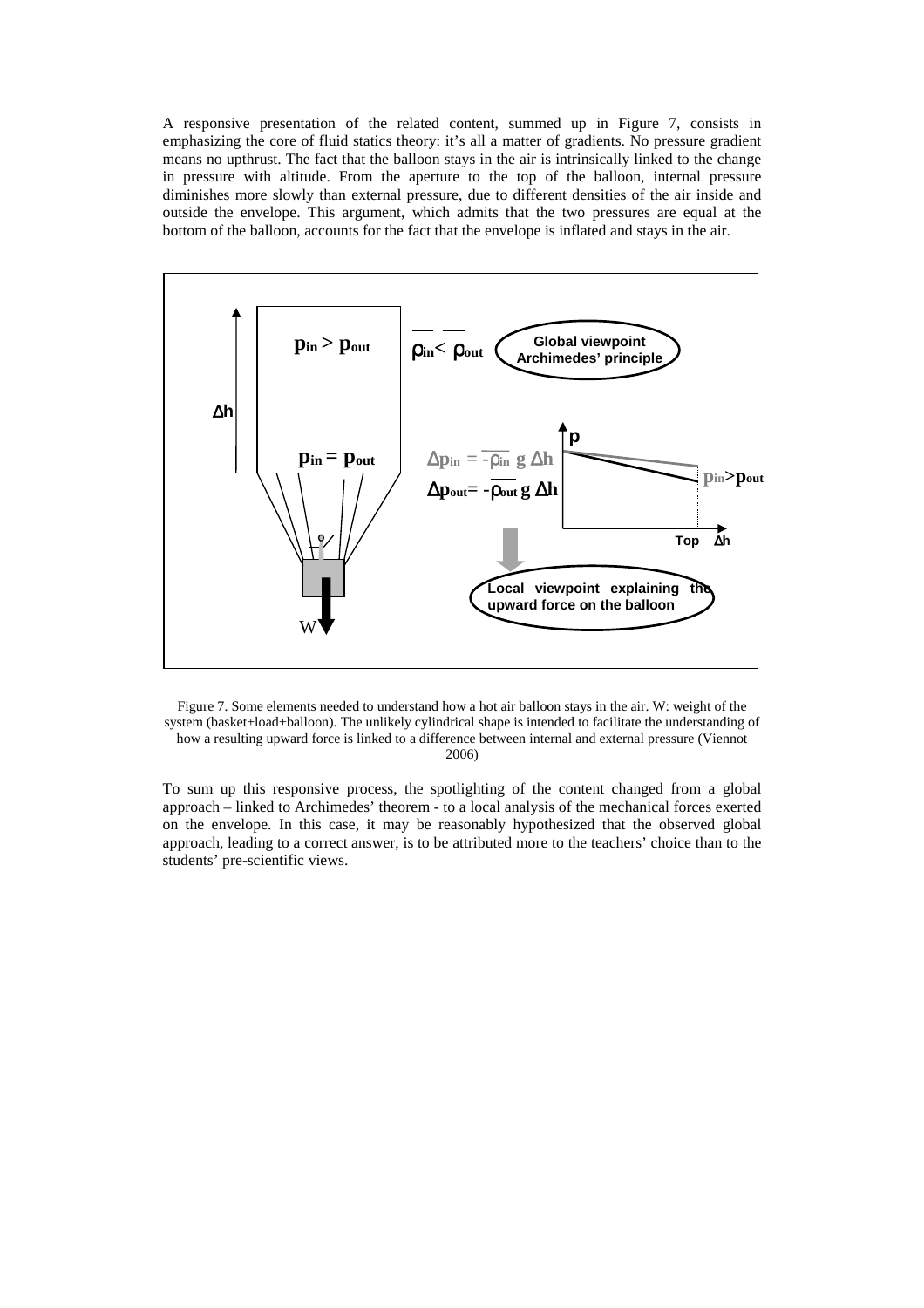A responsive presentation of the related content, summed up in Figure 7, consists in emphasizing the core of fluid statics theory: it's all a matter of gradients. No pressure gradient means no upthrust. The fact that the balloon stays in the air is intrinsically linked to the change in pressure with altitude. From the aperture to the top of the balloon, internal pressure diminishes more slowly than external pressure, due to different densities of the air inside and outside the envelope. This argument, which admits that the two pressures are equal at the bottom of the balloon, accounts for the fact that the envelope is inflated and stays in the air.

$p_{in} > p_{out}$

$\overline{\rho_{in}} < \overline{\rho_{out}}$

Global viewpoint Archimedes' principle

$\Delta h$

$p_{in} = p_{out}$

$\Delta p_{in} = -\overline{\rho_{in}}\, g\, \Delta h$

$\Delta p_{out} = -\overline{\rho_{out}}\, g\, \Delta h$

p

$p_{in} > p_{out}$

Top $\Delta h$

Local viewpoint explaining the upward force on the balloon

W

Figure 7. Some elements needed to understand how a hot air balloon stays in the air. W: weight of the system (basket+load+balloon). The unlikely cylindrical shape is intended to facilitate the understanding of how a resulting upward force is linked to a difference between internal and external pressure (Viennot 2006)

To sum up this responsive process, the spotlighting of the content changed from a global approach – linked to Archimedes' theorem - to a local analysis of the mechanical forces exerted on the envelope. In this case, it may be reasonably hypothesized that the observed global approach, leading to a correct answer, is to be attributed more to the teachers' choice than to the students' pre-scientific views.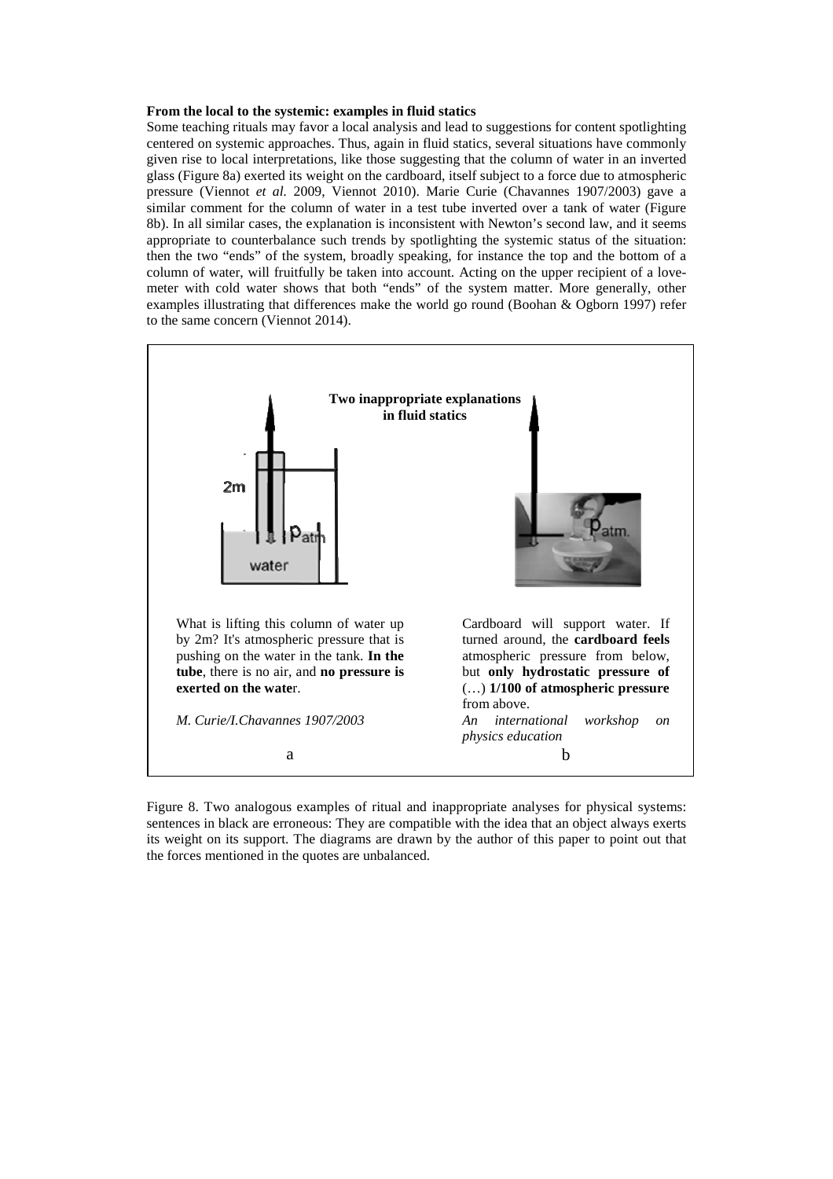**From the local to the systemic: examples in fluid statics**

Some teaching rituals may favor a local analysis and lead to suggestions for content spotlighting centered on systemic approaches. Thus, again in fluid statics, several situations have commonly given rise to local interpretations, like those suggesting that the column of water in an inverted glass (Figure 8a) exerted its weight on the cardboard, itself subject to a force due to atmospheric pressure (Viennot *et al.* 2009, Viennot 2010). Marie Curie (Chavannes 1907/2003) gave a similar comment for the column of water in a test tube inverted over a tank of water (Figure 8b). In all similar cases, the explanation is inconsistent with Newton's second law, and it seems appropriate to counterbalance such trends by spotlighting the systemic status of the situation: then the two "ends" of the system, broadly speaking, for instance the top and the bottom of a column of water, will fruitfully be taken into account. Acting on the upper recipient of a love-meter with cold water shows that both "ends" of the system matter. More generally, other examples illustrating that differences make the world go round (Boohan & Ogborn 1997) refer to the same concern (Viennot 2014).

**Two inappropriate explanations in fluid statics**

2m

$p_{atm}$

water

$p_{atm.}$

What is lifting this column of water up by 2m? It's atmospheric pressure that is pushing on the water in the tank. **In the tube**, there is no air, and **no pressure is exerted on the wate**r.

*M. Curie/I.Chavannes 1907/2003*

a

Cardboard will support water. If turned around, the **cardboard feels** atmospheric pressure from below, but **only hydrostatic pressure of** (…) **1/100 of atmospheric pressure** from above.

*An international workshop on physics education*

b

Figure 8. Two analogous examples of ritual and inappropriate analyses for physical systems: sentences in black are erroneous: They are compatible with the idea that an object always exerts its weight on its support. The diagrams are drawn by the author of this paper to point out that the forces mentioned in the quotes are unbalanced.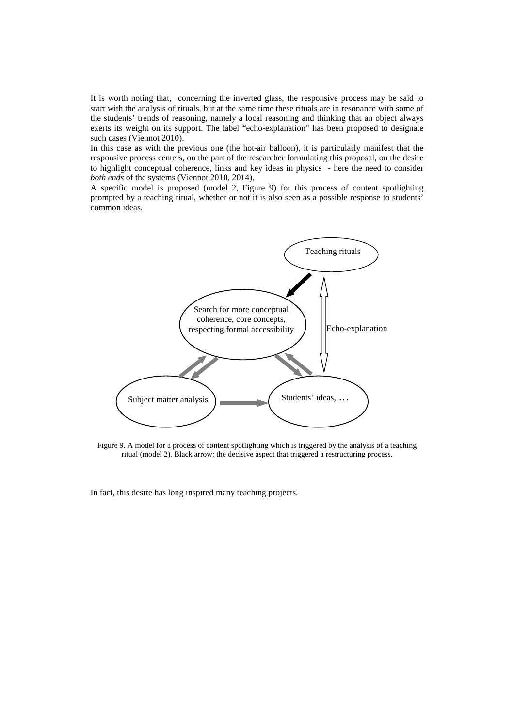It is worth noting that, concerning the inverted glass, the responsive process may be said to start with the analysis of rituals, but at the same time these rituals are in resonance with some of the students' trends of reasoning, namely a local reasoning and thinking that an object always exerts its weight on its support. The label "echo-explanation" has been proposed to designate such cases (Viennot 2010).

In this case as with the previous one (the hot-air balloon), it is particularly manifest that the responsive process centers, on the part of the researcher formulating this proposal, on the desire to highlight conceptual coherence, links and key ideas in physics - here the need to consider *both ends* of the systems (Viennot 2010, 2014).

A specific model is proposed (model 2, Figure 9) for this process of content spotlighting prompted by a teaching ritual, whether or not it is also seen as a possible response to students' common ideas.

Teaching rituals

Search for more conceptual coherence, core concepts, respecting formal accessibility

Echo-explanation

Subject matter analysis

Students' ideas, …

Figure 9. A model for a process of content spotlighting which is triggered by the analysis of a teaching ritual (model 2). Black arrow: the decisive aspect that triggered a restructuring process.

In fact, this desire has long inspired many teaching projects.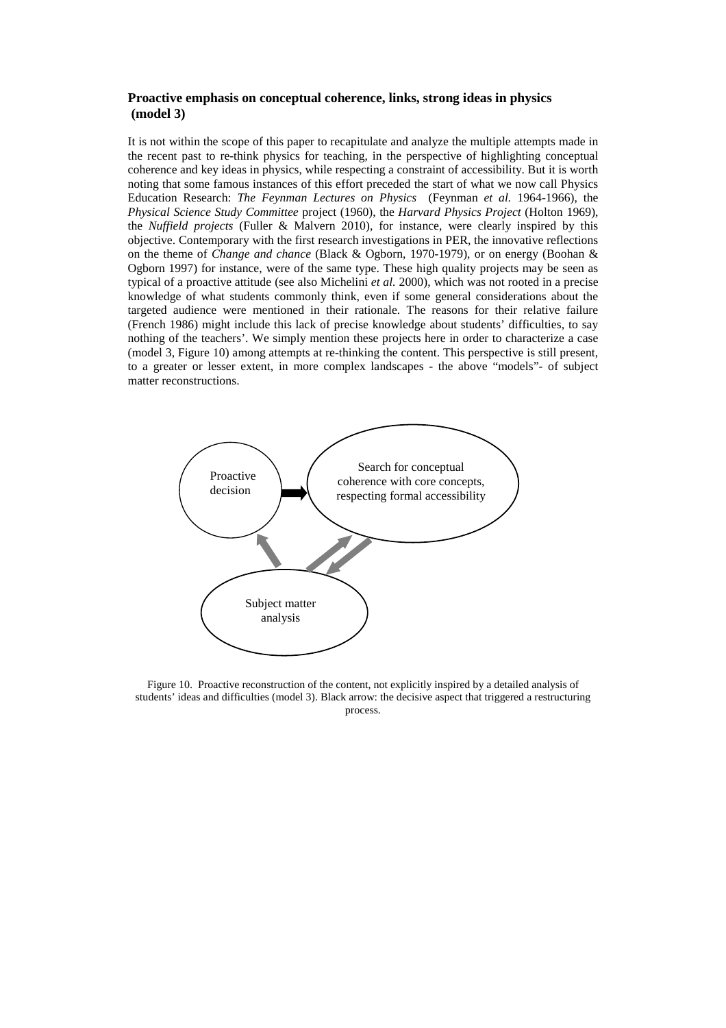### Proactive emphasis on conceptual coherence, links, strong ideas in physics (model 3)

It is not within the scope of this paper to recapitulate and analyze the multiple attempts made in the recent past to re-think physics for teaching, in the perspective of highlighting conceptual coherence and key ideas in physics, while respecting a constraint of accessibility. But it is worth noting that some famous instances of this effort preceded the start of what we now call Physics Education Research: *The Feynman Lectures on Physics* (Feynman *et al.* 1964-1966), the *Physical Science Study Committee* project (1960), the *Harvard Physics Project* (Holton 1969), the *Nuffield projects* (Fuller & Malvern 2010), for instance, were clearly inspired by this objective. Contemporary with the first research investigations in PER, the innovative reflections on the theme of *Change and chance* (Black & Ogborn, 1970-1979), or on energy (Boohan & Ogborn 1997) for instance, were of the same type. These high quality projects may be seen as typical of a proactive attitude (see also Michelini *et al.* 2000), which was not rooted in a precise knowledge of what students commonly think, even if some general considerations about the targeted audience were mentioned in their rationale. The reasons for their relative failure (French 1986) might include this lack of precise knowledge about students' difficulties, to say nothing of the teachers'. We simply mention these projects here in order to characterize a case (model 3, Figure 10) among attempts at re-thinking the content. This perspective is still present, to a greater or lesser extent, in more complex landscapes - the above "models"- of subject matter reconstructions.

Proactive decision

Search for conceptual coherence with core concepts, respecting formal accessibility

Subject matter analysis

Figure 10. Proactive reconstruction of the content, not explicitly inspired by a detailed analysis of students' ideas and difficulties (model 3). Black arrow: the decisive aspect that triggered a restructuring process.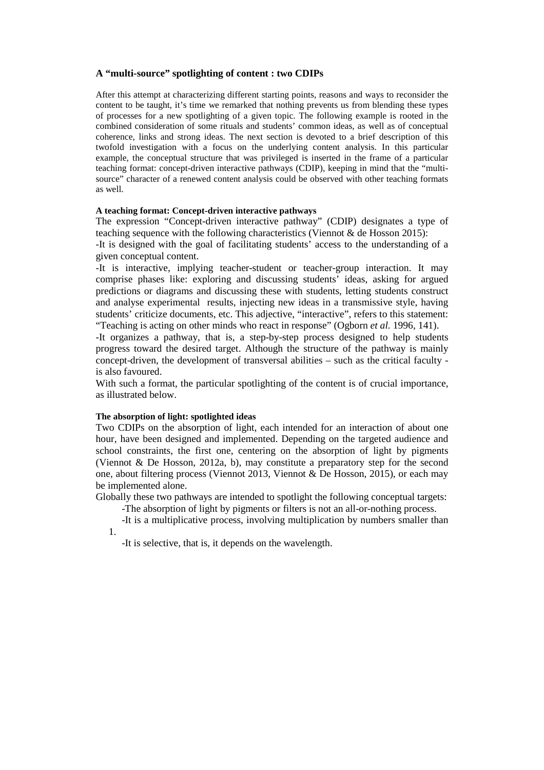## A "multi-source" spotlighting of content : two CDIPs

After this attempt at characterizing different starting points, reasons and ways to reconsider the content to be taught, it's time we remarked that nothing prevents us from blending these types of processes for a new spotlighting of a given topic. The following example is rooted in the combined consideration of some rituals and students' common ideas, as well as of conceptual coherence, links and strong ideas. The next section is devoted to a brief description of this twofold investigation with a focus on the underlying content analysis. In this particular example, the conceptual structure that was privileged is inserted in the frame of a particular teaching format: concept-driven interactive pathways (CDIP), keeping in mind that the "multi-source" character of a renewed content analysis could be observed with other teaching formats as well.

### A teaching format: Concept-driven interactive pathways

The expression "Concept-driven interactive pathway" (CDIP) designates a type of teaching sequence with the following characteristics (Viennot & de Hosson 2015):

-It is designed with the goal of facilitating students' access to the understanding of a given conceptual content.

-It is interactive, implying teacher-student or teacher-group interaction. It may comprise phases like: exploring and discussing students' ideas, asking for argued predictions or diagrams and discussing these with students, letting students construct and analyse experimental results, injecting new ideas in a transmissive style, having students' criticize documents, etc. This adjective, "interactive", refers to this statement: "Teaching is acting on other minds who react in response" (Ogborn *et al.* 1996, 141).

-It organizes a pathway, that is, a step-by-step process designed to help students progress toward the desired target. Although the structure of the pathway is mainly concept-driven, the development of transversal abilities – such as the critical faculty - is also favoured.

With such a format, the particular spotlighting of the content is of crucial importance, as illustrated below.

### The absorption of light: spotlighted ideas

Two CDIPs on the absorption of light, each intended for an interaction of about one hour, have been designed and implemented. Depending on the targeted audience and school constraints, the first one, centering on the absorption of light by pigments (Viennot & De Hosson, 2012a, b), may constitute a preparatory step for the second one, about filtering process (Viennot 2013, Viennot & De Hosson, 2015), or each may be implemented alone.

Globally these two pathways are intended to spotlight the following conceptual targets:

-The absorption of light by pigments or filters is not an all-or-nothing process.

-It is a multiplicative process, involving multiplication by numbers smaller than 1.

-It is selective, that is, it depends on the wavelength.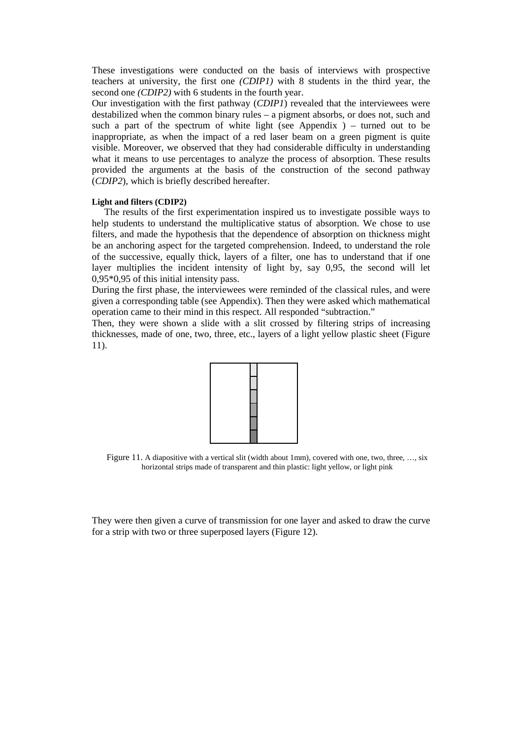These investigations were conducted on the basis of interviews with prospective teachers at university, the first one *(CDIP1)* with 8 students in the third year, the second one *(CDIP2)* with 6 students in the fourth year.

Our investigation with the first pathway (*CDIP1*) revealed that the interviewees were destabilized when the common binary rules – a pigment absorbs, or does not, such and such a part of the spectrum of white light (see Appendix ) – turned out to be inappropriate, as when the impact of a red laser beam on a green pigment is quite visible. Moreover, we observed that they had considerable difficulty in understanding what it means to use percentages to analyze the process of absorption. These results provided the arguments at the basis of the construction of the second pathway (*CDIP2*), which is briefly described hereafter.

#### Light and filters (CDIP2)

The results of the first experimentation inspired us to investigate possible ways to help students to understand the multiplicative status of absorption. We chose to use filters, and made the hypothesis that the dependence of absorption on thickness might be an anchoring aspect for the targeted comprehension. Indeed, to understand the role of the successive, equally thick, layers of a filter, one has to understand that if one layer multiplies the incident intensity of light by, say 0,95, the second will let 0,95*0,95 of this initial intensity pass.

During the first phase, the interviewees were reminded of the classical rules, and were given a corresponding table (see Appendix). Then they were asked which mathematical operation came to their mind in this respect. All responded "subtraction."

Then, they were shown a slide with a slit crossed by filtering strips of increasing thicknesses, made of one, two, three, etc., layers of a light yellow plastic sheet (Figure 11).

Figure 11. A diapositive with a vertical slit (width about 1mm), covered with one, two, three, …, six horizontal strips made of transparent and thin plastic: light yellow, or light pink

They were then given a curve of transmission for one layer and asked to draw the curve for a strip with two or three superposed layers (Figure 12).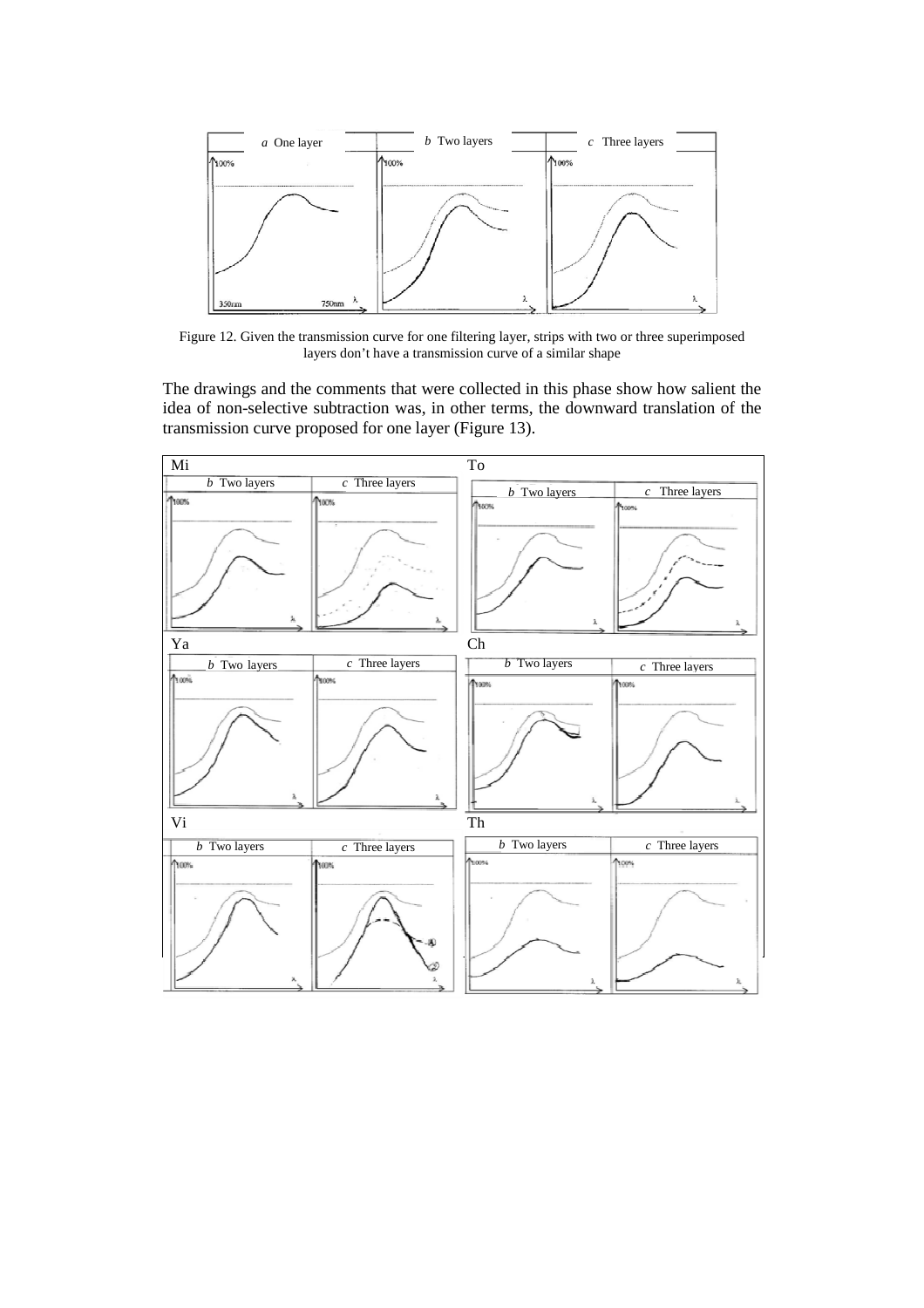Figure 12. Given the transmission curve for one filtering layer, strips with two or three superimposed layers don't have a transmission curve of a similar shape

The drawings and the comments that were collected in this phase show how salient the idea of non-selective subtraction was, in other terms, the downward translation of the transmission curve proposed for one layer (Figure 13).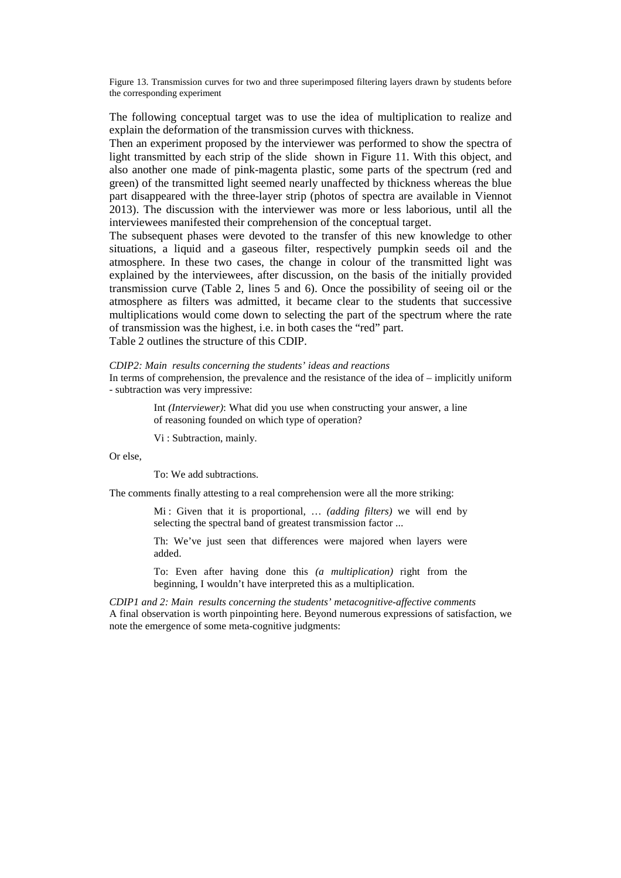Figure 13. Transmission curves for two and three superimposed filtering layers drawn by students before the corresponding experiment

The following conceptual target was to use the idea of multiplication to realize and explain the deformation of the transmission curves with thickness.

Then an experiment proposed by the interviewer was performed to show the spectra of light transmitted by each strip of the slide shown in Figure 11. With this object, and also another one made of pink-magenta plastic, some parts of the spectrum (red and green) of the transmitted light seemed nearly unaffected by thickness whereas the blue part disappeared with the three-layer strip (photos of spectra are available in Viennot 2013). The discussion with the interviewer was more or less laborious, until all the interviewees manifested their comprehension of the conceptual target.

The subsequent phases were devoted to the transfer of this new knowledge to other situations, a liquid and a gaseous filter, respectively pumpkin seeds oil and the atmosphere. In these two cases, the change in colour of the transmitted light was explained by the interviewees, after discussion, on the basis of the initially provided transmission curve (Table 2, lines 5 and 6). Once the possibility of seeing oil or the atmosphere as filters was admitted, it became clear to the students that successive multiplications would come down to selecting the part of the spectrum where the rate of transmission was the highest, i.e. in both cases the "red" part.

Table 2 outlines the structure of this CDIP.

*CDIP2: Main results concerning the students' ideas and reactions*

In terms of comprehension, the prevalence and the resistance of the idea of – implicitly uniform - subtraction was very impressive:

> Int *(Interviewer)*: What did you use when constructing your answer, a line of reasoning founded on which type of operation?
>
> Vi : Subtraction, mainly.

Or else,

> To: We add subtractions.

The comments finally attesting to a real comprehension were all the more striking:

> Mi : Given that it is proportional, … *(adding filters)* we will end by selecting the spectral band of greatest transmission factor ...
>
> Th: We've just seen that differences were majored when layers were added.
>
> To: Even after having done this *(a multiplication)* right from the beginning, I wouldn't have interpreted this as a multiplication.

*CDIP1 and 2: Main results concerning the students' metacognitive-affective comments*

A final observation is worth pinpointing here. Beyond numerous expressions of satisfaction, we note the emergence of some meta-cognitive judgments: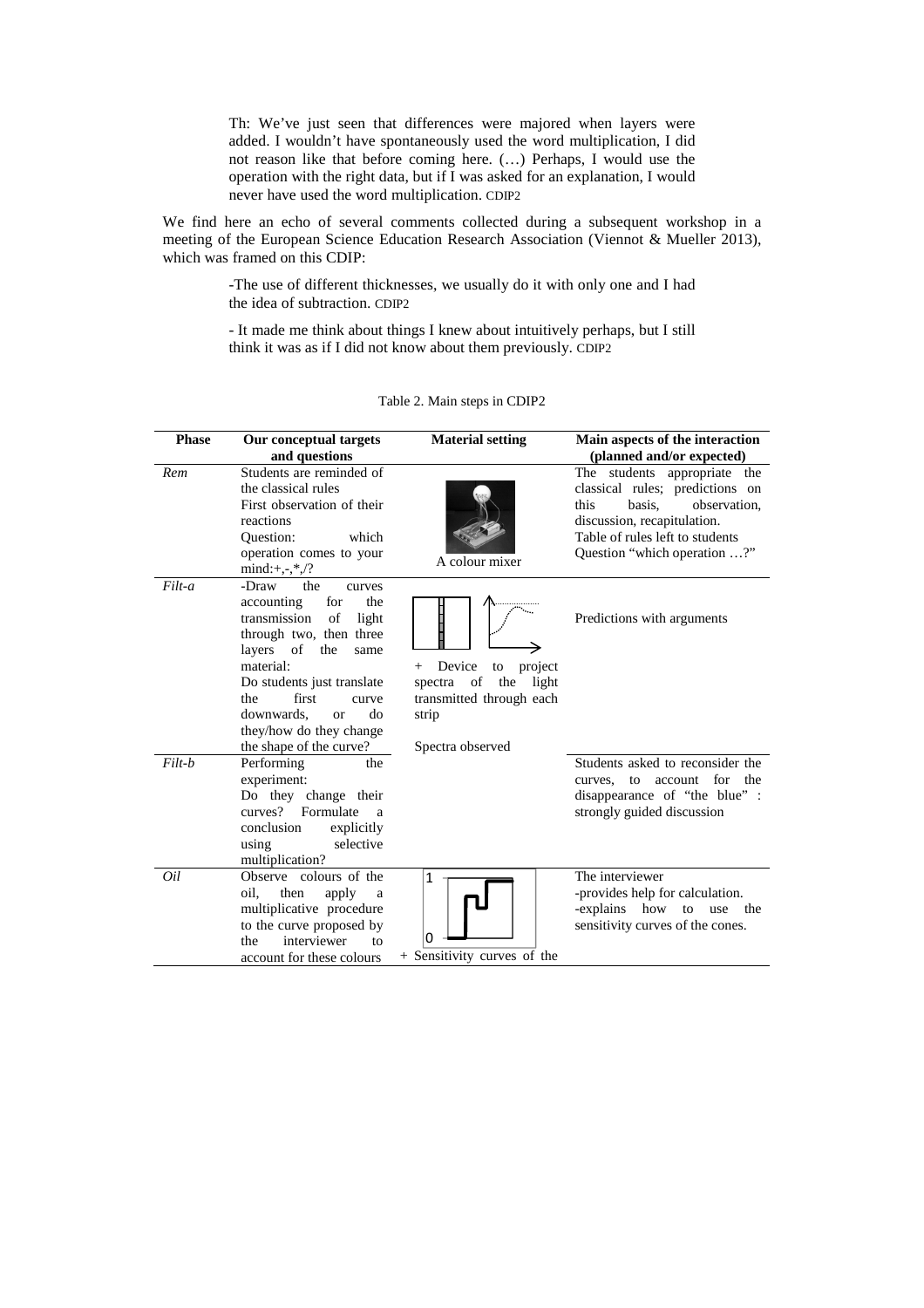> Th: We've just seen that differences were majored when layers were added. I wouldn't have spontaneously used the word multiplication, I did not reason like that before coming here. (…) Perhaps, I would use the operation with the right data, but if I was asked for an explanation, I would never have used the word multiplication. CDIP2

We find here an echo of several comments collected during a subsequent workshop in a meeting of the European Science Education Research Association (Viennot & Mueller 2013), which was framed on this CDIP:

> -The use of different thicknesses, we usually do it with only one and I had the idea of subtraction. CDIP2

> - It made me think about things I knew about intuitively perhaps, but I still think it was as if I did not know about them previously. CDIP2

Table 2. Main steps in CDIP2

| Phase | Our conceptual targets and questions | Material setting | Main aspects of the interaction (planned and/or expected) |
|---|---|---|---|
| *Rem* | Students are reminded of the classical rules<br>First observation of their reactions<br>Question: which operation comes to your mind:+,-,*,/? | A colour mixer | The students appropriate the classical rules; predictions on this basis, observation, discussion, recapitulation.<br>Table of rules left to students<br>Question "which operation …?" |
| *Filt-a* | -Draw the curves accounting for the transmission of light through two, then three layers of the same material:<br>Do students just translate the first curve downwards, or do they/how do they change the shape of the curve? | + Device to project spectra of the light transmitted through each strip<br><br>Spectra observed | Predictions with arguments |
| *Filt-b* | Performing the experiment:<br>Do they change their curves? Formulate a conclusion explicitly using selective multiplication? | | Students asked to reconsider the curves, to account for the disappearance of "the blue" : strongly guided discussion |
| *Oil* | Observe colours of the oil, then apply a multiplicative procedure to the curve proposed by the interviewer to account for these colours | 1<br>0<br>+ Sensitivity curves of the | The interviewer<br>-provides help for calculation.<br>-explains how to use the sensitivity curves of the cones. |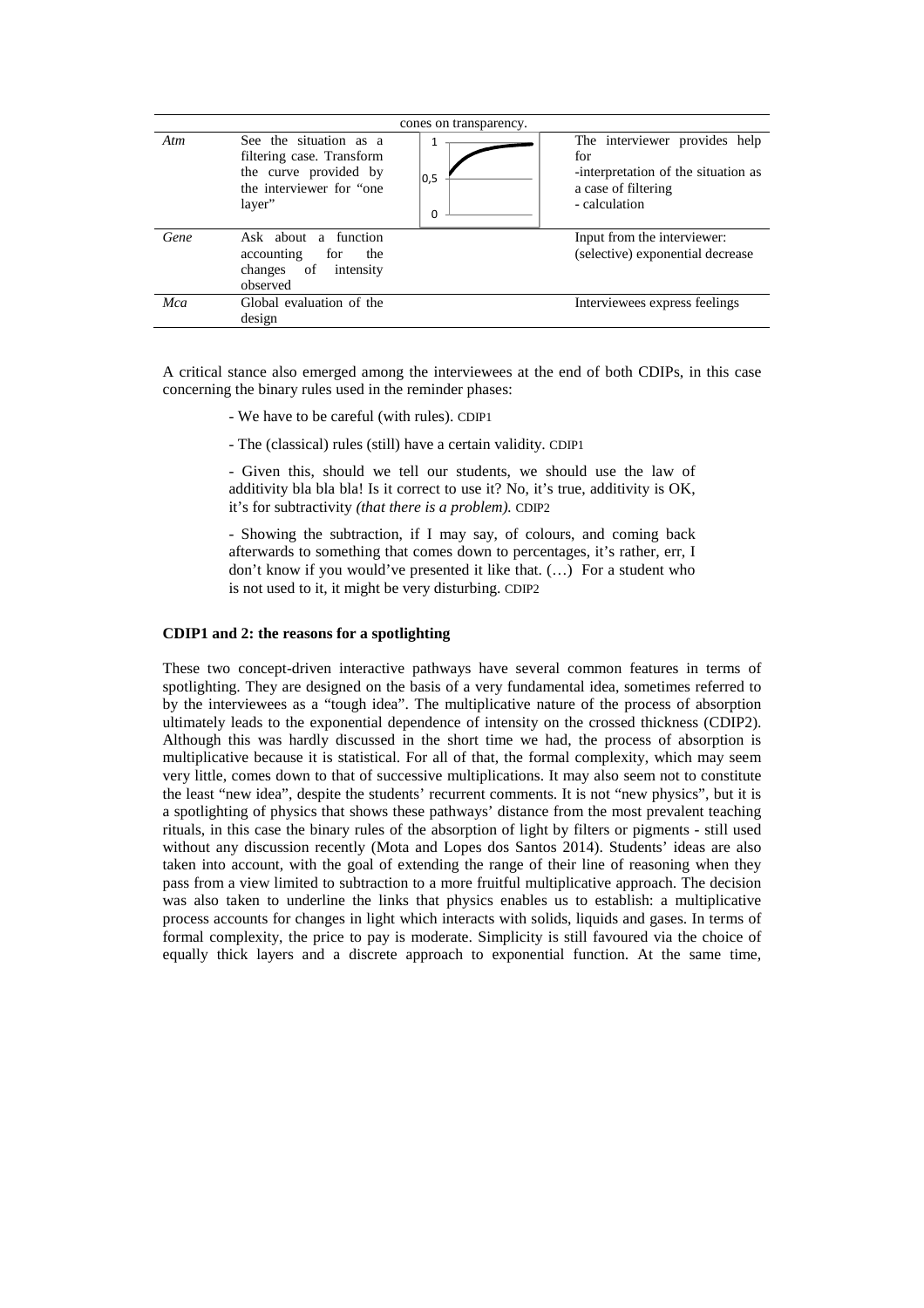| | | cones on transparency. | |
|---|---|---|---|
| *Atm* | See the situation as a filtering case. Transform the curve provided by the interviewer for "one layer" | 1 / 0,5 / 0 | The interviewer provides help for -interpretation of the situation as a case of filtering - calculation |
| *Gene* | Ask about a function accounting for the changes of intensity observed | | Input from the interviewer: (selective) exponential decrease |
| *Mca* | Global evaluation of the design | | Interviewees express feelings |

A critical stance also emerged among the interviewees at the end of both CDIPs, in this case concerning the binary rules used in the reminder phases:

> - We have to be careful (with rules). CDIP1
>
> - The (classical) rules (still) have a certain validity. CDIP1
>
> - Given this, should we tell our students, we should use the law of additivity bla bla bla! Is it correct to use it? No, it's true, additivity is OK, it's for subtractivity *(that there is a problem).* CDIP2
>
> - Showing the subtraction, if I may say, of colours, and coming back afterwards to something that comes down to percentages, it's rather, err, I don't know if you would've presented it like that. (…) For a student who is not used to it, it might be very disturbing. CDIP2

**CDIP1 and 2: the reasons for a spotlighting**

These two concept-driven interactive pathways have several common features in terms of spotlighting. They are designed on the basis of a very fundamental idea, sometimes referred to by the interviewees as a "tough idea". The multiplicative nature of the process of absorption ultimately leads to the exponential dependence of intensity on the crossed thickness (CDIP2). Although this was hardly discussed in the short time we had, the process of absorption is multiplicative because it is statistical. For all of that, the formal complexity, which may seem very little, comes down to that of successive multiplications. It may also seem not to constitute the least "new idea", despite the students' recurrent comments. It is not "new physics", but it is a spotlighting of physics that shows these pathways' distance from the most prevalent teaching rituals, in this case the binary rules of the absorption of light by filters or pigments - still used without any discussion recently (Mota and Lopes dos Santos 2014). Students' ideas are also taken into account, with the goal of extending the range of their line of reasoning when they pass from a view limited to subtraction to a more fruitful multiplicative approach. The decision was also taken to underline the links that physics enables us to establish: a multiplicative process accounts for changes in light which interacts with solids, liquids and gases. In terms of formal complexity, the price to pay is moderate. Simplicity is still favoured via the choice of equally thick layers and a discrete approach to exponential function. At the same time,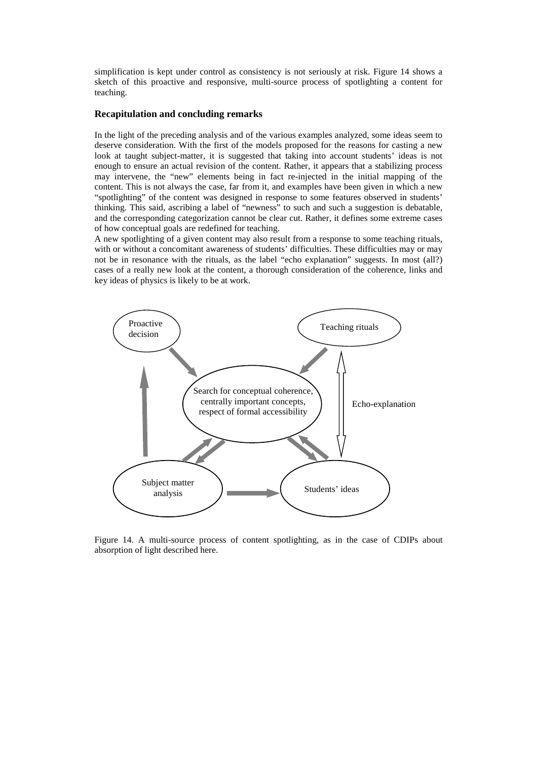simplification is kept under control as consistency is not seriously at risk. Figure 14 shows a sketch of this proactive and responsive, multi-source process of spotlighting a content for teaching.

### Recapitulation and concluding remarks

In the light of the preceding analysis and of the various examples analyzed, some ideas seem to deserve consideration. With the first of the models proposed for the reasons for casting a new look at taught subject-matter, it is suggested that taking into account students' ideas is not enough to ensure an actual revision of the content. Rather, it appears that a stabilizing process may intervene, the "new" elements being in fact re-injected in the initial mapping of the content. This is not always the case, far from it, and examples have been given in which a new "spotlighting" of the content was designed in response to some features observed in students' thinking. This said, ascribing a label of "newness" to such and such a suggestion is debatable, and the corresponding categorization cannot be clear cut. Rather, it defines some extreme cases of how conceptual goals are redefined for teaching.

A new spotlighting of a given content may also result from a response to some teaching rituals, with or without a concomitant awareness of students' difficulties. These difficulties may or may not be in resonance with the rituals, as the label "echo explanation" suggests. In most (all?) cases of a really new look at the content, a thorough consideration of the coherence, links and key ideas of physics is likely to be at work.

Proactive decision

Teaching rituals

Search for conceptual coherence, centrally important concepts, respect of formal accessibility

Echo-explanation

Subject matter analysis

Students' ideas

Figure 14. A multi-source process of content spotlighting, as in the case of CDIPs about absorption of light described here.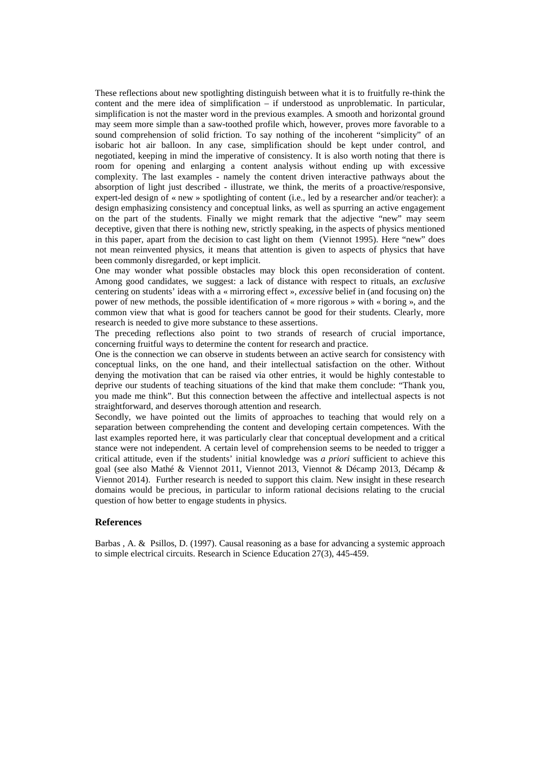These reflections about new spotlighting distinguish between what it is to fruitfully re-think the content and the mere idea of simplification – if understood as unproblematic. In particular, simplification is not the master word in the previous examples. A smooth and horizontal ground may seem more simple than a saw-toothed profile which, however, proves more favorable to a sound comprehension of solid friction. To say nothing of the incoherent "simplicity" of an isobaric hot air balloon. In any case, simplification should be kept under control, and negotiated, keeping in mind the imperative of consistency. It is also worth noting that there is room for opening and enlarging a content analysis without ending up with excessive complexity. The last examples - namely the content driven interactive pathways about the absorption of light just described - illustrate, we think, the merits of a proactive/responsive, expert-led design of « new » spotlighting of content (i.e., led by a researcher and/or teacher): a design emphasizing consistency and conceptual links, as well as spurring an active engagement on the part of the students. Finally we might remark that the adjective "new" may seem deceptive, given that there is nothing new, strictly speaking, in the aspects of physics mentioned in this paper, apart from the decision to cast light on them (Viennot 1995). Here "new" does not mean reinvented physics, it means that attention is given to aspects of physics that have been commonly disregarded, or kept implicit.

One may wonder what possible obstacles may block this open reconsideration of content. Among good candidates, we suggest: a lack of distance with respect to rituals, an *exclusive* centering on students' ideas with a « mirroring effect », *excessive* belief in (and focusing on) the power of new methods, the possible identification of « more rigorous » with « boring », and the common view that what is good for teachers cannot be good for their students. Clearly, more research is needed to give more substance to these assertions.

The preceding reflections also point to two strands of research of crucial importance, concerning fruitful ways to determine the content for research and practice.

One is the connection we can observe in students between an active search for consistency with conceptual links, on the one hand, and their intellectual satisfaction on the other. Without denying the motivation that can be raised via other entries, it would be highly contestable to deprive our students of teaching situations of the kind that make them conclude: "Thank you, you made me think". But this connection between the affective and intellectual aspects is not straightforward, and deserves thorough attention and research.

Secondly, we have pointed out the limits of approaches to teaching that would rely on a separation between comprehending the content and developing certain competences. With the last examples reported here, it was particularly clear that conceptual development and a critical stance were not independent. A certain level of comprehension seems to be needed to trigger a critical attitude, even if the students' initial knowledge was *a priori* sufficient to achieve this goal (see also Mathé & Viennot 2011, Viennot 2013, Viennot & Décamp 2013, Décamp & Viennot 2014). Further research is needed to support this claim. New insight in these research domains would be precious, in particular to inform rational decisions relating to the crucial question of how better to engage students in physics.

## References

Barbas , A. & Psillos, D. (1997). Causal reasoning as a base for advancing a systemic approach to simple electrical circuits. Research in Science Education 27(3), 445-459.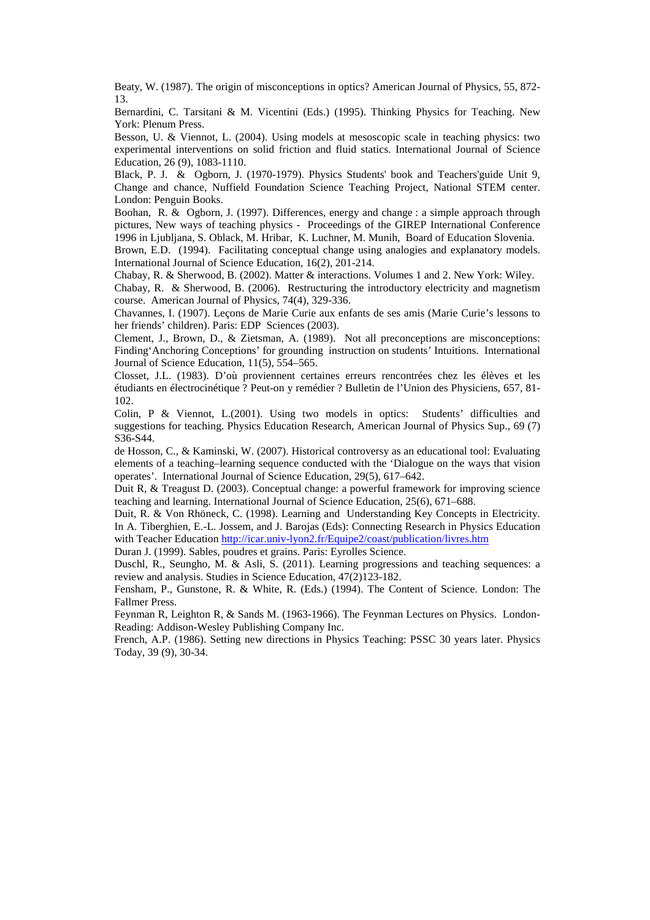Beaty, W. (1987). The origin of misconceptions in optics? American Journal of Physics, 55, 872-13.

Bernardini, C. Tarsitani & M. Vicentini (Eds.) (1995). Thinking Physics for Teaching. New York: Plenum Press.

Besson, U. & Viennot, L. (2004). Using models at mesoscopic scale in teaching physics: two experimental interventions on solid friction and fluid statics. International Journal of Science Education, 26 (9), 1083-1110.

Black, P. J. & Ogborn, J. (1970-1979). Physics Students' book and Teachers'guide Unit 9, Change and chance, Nuffield Foundation Science Teaching Project, National STEM center. London: Penguin Books.

Boohan, R. & Ogborn, J. (1997). Differences, energy and change : a simple approach through pictures, New ways of teaching physics - Proceedings of the GIREP International Conference 1996 in Ljubljana, S. Oblack, M. Hribar, K. Luchner, M. Munih, Board of Education Slovenia.

Brown, E.D. (1994). Facilitating conceptual change using analogies and explanatory models. International Journal of Science Education, 16(2), 201-214.

Chabay, R. & Sherwood, B. (2002). Matter & interactions. Volumes 1 and 2. New York: Wiley.

Chabay, R. & Sherwood, B. (2006). Restructuring the introductory electricity and magnetism course. American Journal of Physics, 74(4), 329-336.

Chavannes, I. (1907). Leçons de Marie Curie aux enfants de ses amis (Marie Curie's lessons to her friends' children). Paris: EDP Sciences (2003).

Clement, J., Brown, D., & Zietsman, A. (1989). Not all preconceptions are misconceptions: Finding'Anchoring Conceptions' for grounding instruction on students' Intuitions. International Journal of Science Education, 11(5), 554–565.

Closset, J.L. (1983). D'où proviennent certaines erreurs rencontrées chez les élèves et les étudiants en électrocinétique ? Peut-on y remédier ? Bulletin de l'Union des Physiciens, 657, 81-102.

Colin, P & Viennot, L.(2001). Using two models in optics: Students' difficulties and suggestions for teaching. Physics Education Research, American Journal of Physics Sup., 69 (7) S36-S44.

de Hosson, C., & Kaminski, W. (2007). Historical controversy as an educational tool: Evaluating elements of a teaching–learning sequence conducted with the 'Dialogue on the ways that vision operates'. International Journal of Science Education, 29(5), 617–642.

Duit R, & Treagust D. (2003). Conceptual change: a powerful framework for improving science teaching and learning. International Journal of Science Education, 25(6), 671–688.

Duit, R. & Von Rhöneck, C. (1998). Learning and Understanding Key Concepts in Electricity. In A. Tiberghien, E.-L. Jossem, and J. Barojas (Eds): Connecting Research in Physics Education with Teacher Education http://icar.univ-lyon2.fr/Equipe2/coast/publication/livres.htm

Duran J. (1999). Sables, poudres et grains. Paris: Eyrolles Science.

Duschl, R., Seungho, M. & Asli, S. (2011). Learning progressions and teaching sequences: a review and analysis. Studies in Science Education, 47(2)123-182.

Fensham, P., Gunstone, R. & White, R. (Eds.) (1994). The Content of Science. London: The Fallmer Press.

Feynman R, Leighton R, & Sands M. (1963-1966). The Feynman Lectures on Physics. London-Reading: Addison-Wesley Publishing Company Inc.

French, A.P. (1986). Setting new directions in Physics Teaching: PSSC 30 years later. Physics Today, 39 (9), 30-34.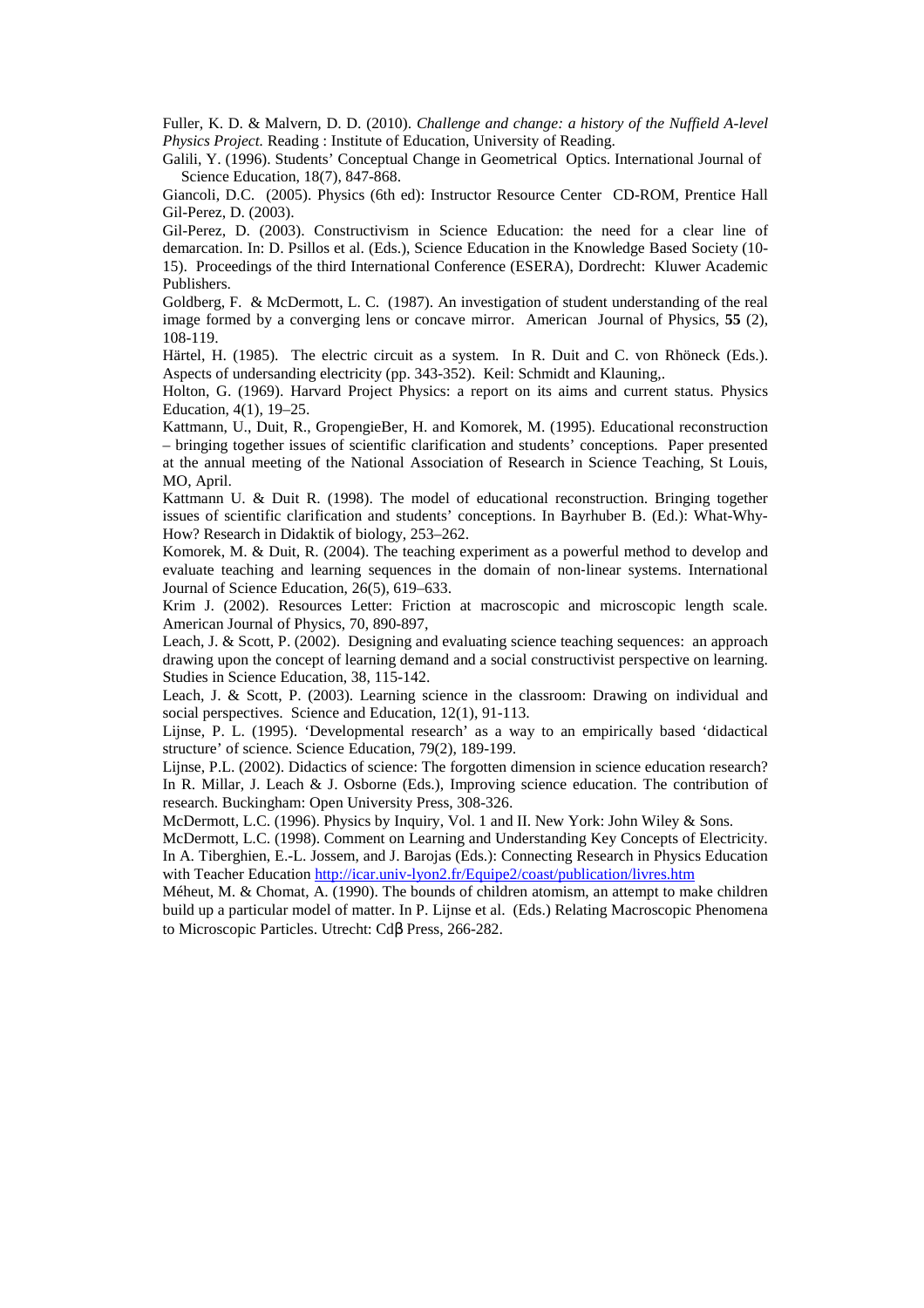Fuller, K. D. & Malvern, D. D. (2010). *Challenge and change: a history of the Nuffield A-level Physics Project.* Reading : Institute of Education, University of Reading.

Galili, Y. (1996). Students' Conceptual Change in Geometrical Optics. International Journal of Science Education, 18(7), 847-868.

Giancoli, D.C. (2005). Physics (6th ed): Instructor Resource Center CD-ROM, Prentice Hall Gil-Perez, D. (2003).

Gil-Perez, D. (2003). Constructivism in Science Education: the need for a clear line of demarcation. In: D. Psillos et al. (Eds.), Science Education in the Knowledge Based Society (10-15). Proceedings of the third International Conference (ESERA), Dordrecht: Kluwer Academic Publishers.

Goldberg, F. & McDermott, L. C. (1987). An investigation of student understanding of the real image formed by a converging lens or concave mirror. American Journal of Physics, **55** (2), 108-119.

Härtel, H. (1985). The electric circuit as a system. In R. Duit and C. von Rhöneck (Eds.). Aspects of undersanding electricity (pp. 343-352). Keil: Schmidt and Klauning,.

Holton, G. (1969). Harvard Project Physics: a report on its aims and current status. Physics Education, 4(1), 19–25.

Kattmann, U., Duit, R., GropengieBer, H. and Komorek, M. (1995). Educational reconstruction – bringing together issues of scientific clarification and students' conceptions. Paper presented at the annual meeting of the National Association of Research in Science Teaching, St Louis, MO, April.

Kattmann U. & Duit R. (1998). The model of educational reconstruction. Bringing together issues of scientific clarification and students' conceptions. In Bayrhuber B. (Ed.): What-Why-How? Research in Didaktik of biology, 253–262.

Komorek, M. & Duit, R. (2004). The teaching experiment as a powerful method to develop and evaluate teaching and learning sequences in the domain of non-linear systems. International Journal of Science Education, 26(5), 619–633.

Krim J. (2002). Resources Letter: Friction at macroscopic and microscopic length scale. American Journal of Physics, 70, 890-897,

Leach, J. & Scott, P. (2002). Designing and evaluating science teaching sequences: an approach drawing upon the concept of learning demand and a social constructivist perspective on learning. Studies in Science Education, 38, 115-142.

Leach, J. & Scott, P. (2003). Learning science in the classroom: Drawing on individual and social perspectives. Science and Education, 12(1), 91-113.

Lijnse, P. L. (1995). 'Developmental research' as a way to an empirically based 'didactical structure' of science. Science Education, 79(2), 189-199.

Lijnse, P.L. (2002). Didactics of science: The forgotten dimension in science education research? In R. Millar, J. Leach & J. Osborne (Eds.), Improving science education. The contribution of research. Buckingham: Open University Press, 308-326.

McDermott, L.C. (1996). Physics by Inquiry, Vol. 1 and II. New York: John Wiley & Sons.

McDermott, L.C. (1998). Comment on Learning and Understanding Key Concepts of Electricity. In A. Tiberghien, E.-L. Jossem, and J. Barojas (Eds.): Connecting Research in Physics Education with Teacher Education http://icar.univ-lyon2.fr/Equipe2/coast/publication/livres.htm

Méheut, M. & Chomat, A. (1990). The bounds of children atomism, an attempt to make children build up a particular model of matter. In P. Lijnse et al. (Eds.) Relating Macroscopic Phenomena to Microscopic Particles. Utrecht: Cdβ Press, 266-282.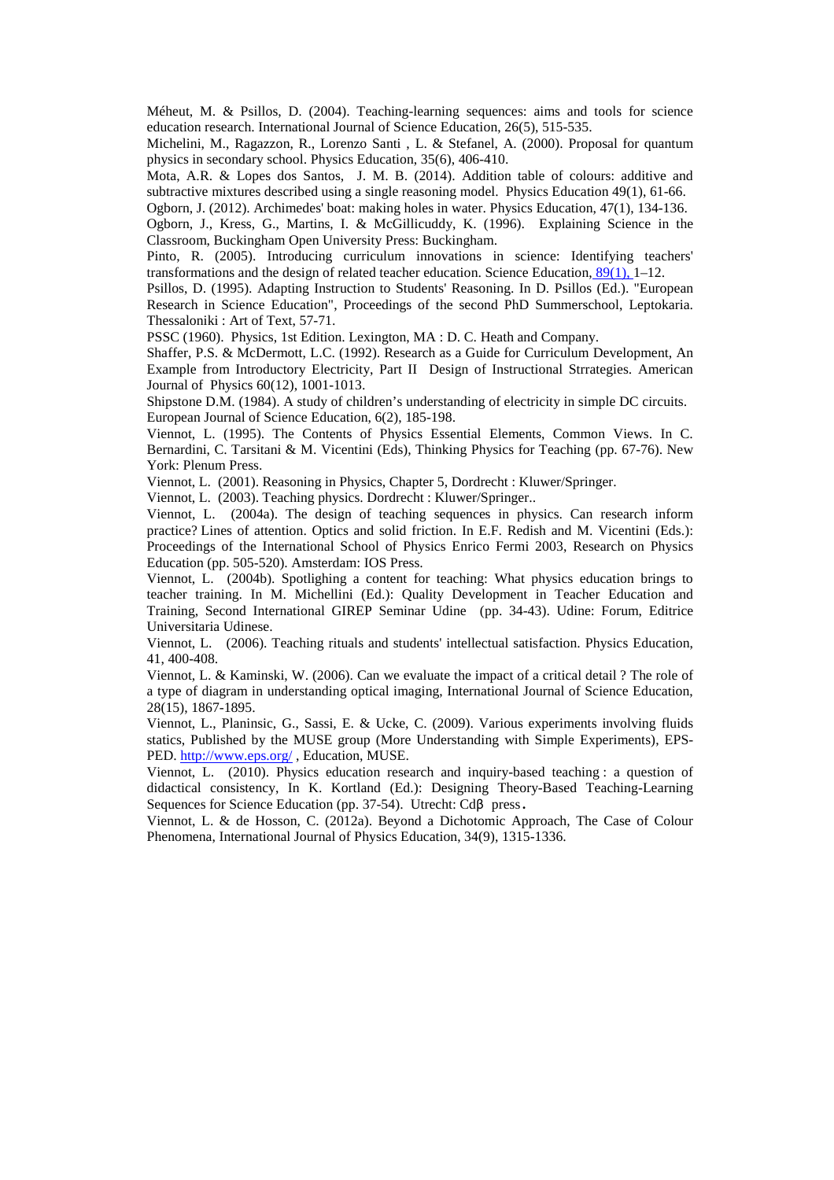Méheut, M. & Psillos, D. (2004). Teaching-learning sequences: aims and tools for science education research. International Journal of Science Education, 26(5), 515-535.

Michelini, M., Ragazzon, R., Lorenzo Santi , L. & Stefanel, A. (2000). Proposal for quantum physics in secondary school. Physics Education, 35(6), 406-410.

Mota, A.R. & Lopes dos Santos, J. M. B. (2014). Addition table of colours: additive and subtractive mixtures described using a single reasoning model. Physics Education 49(1), 61-66.

Ogborn, J. (2012). Archimedes' boat: making holes in water. Physics Education, 47(1), 134-136.

Ogborn, J., Kress, G., Martins, I. & McGillicuddy, K. (1996). Explaining Science in the Classroom, Buckingham Open University Press: Buckingham.

Pinto, R. (2005). Introducing curriculum innovations in science: Identifying teachers' transformations and the design of related teacher education. Science Education, 89(1), 1–12.

Psillos, D. (1995). Adapting Instruction to Students' Reasoning. In D. Psillos (Ed.). "European Research in Science Education", Proceedings of the second PhD Summerschool, Leptokaria. Thessaloniki : Art of Text, 57-71.

PSSC (1960). Physics, 1st Edition. Lexington, MA : D. C. Heath and Company.

Shaffer, P.S. & McDermott, L.C. (1992). Research as a Guide for Curriculum Development, An Example from Introductory Electricity, Part II Design of Instructional Strrategies. American Journal of Physics 60(12), 1001-1013.

Shipstone D.M. (1984). A study of children's understanding of electricity in simple DC circuits. European Journal of Science Education, 6(2), 185-198.

Viennot, L. (1995). The Contents of Physics Essential Elements, Common Views. In C. Bernardini, C. Tarsitani & M. Vicentini (Eds), Thinking Physics for Teaching (pp. 67-76). New York: Plenum Press.

Viennot, L. (2001). Reasoning in Physics, Chapter 5, Dordrecht : Kluwer/Springer.

Viennot, L. (2003). Teaching physics. Dordrecht : Kluwer/Springer..

Viennot, L. (2004a). The design of teaching sequences in physics. Can research inform practice? Lines of attention. Optics and solid friction. In E.F. Redish and M. Vicentini (Eds.): Proceedings of the International School of Physics Enrico Fermi 2003, Research on Physics Education (pp. 505-520). Amsterdam: IOS Press.

Viennot, L. (2004b). Spotlighing a content for teaching: What physics education brings to teacher training. In M. Michellini (Ed.): Quality Development in Teacher Education and Training, Second International GIREP Seminar Udine (pp. 34-43). Udine: Forum, Editrice Universitaria Udinese.

Viennot, L. (2006). Teaching rituals and students' intellectual satisfaction. Physics Education, 41, 400-408.

Viennot, L. & Kaminski, W. (2006). Can we evaluate the impact of a critical detail ? The role of a type of diagram in understanding optical imaging, International Journal of Science Education, 28(15), 1867-1895.

Viennot, L., Planinsic, G., Sassi, E. & Ucke, C. (2009). Various experiments involving fluids statics, Published by the MUSE group (More Understanding with Simple Experiments), EPS-PED. http://www.eps.org/ , Education, MUSE.

Viennot, L. (2010). Physics education research and inquiry-based teaching : a question of didactical consistency, In K. Kortland (Ed.): Designing Theory-Based Teaching-Learning Sequences for Science Education (pp. 37-54). Utrecht: Cdβ press.

Viennot, L. & de Hosson, C. (2012a). Beyond a Dichotomic Approach, The Case of Colour Phenomena, International Journal of Physics Education, 34(9), 1315-1336.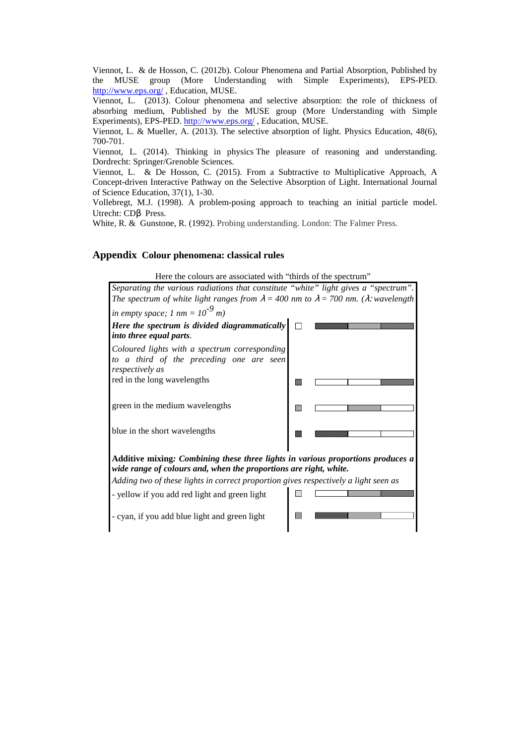Viennot, L. & de Hosson, C. (2012b). Colour Phenomena and Partial Absorption, Published by the MUSE group (More Understanding with Simple Experiments), EPS-PED. http://www.eps.org/ , Education, MUSE.

Viennot, L. (2013). Colour phenomena and selective absorption: the role of thickness of absorbing medium, Published by the MUSE group (More Understanding with Simple Experiments), EPS-PED. http://www.eps.org/ , Education, MUSE.

Viennot, L. & Mueller, A. (2013). The selective absorption of light. Physics Education, 48(6), 700-701.

Viennot, L. (2014). Thinking in physics The pleasure of reasoning and understanding. Dordrecht: Springer/Grenoble Sciences.

Viennot, L. & De Hosson, C. (2015). From a Subtractive to Multiplicative Approach, A Concept-driven Interactive Pathway on the Selective Absorption of Light. International Journal of Science Education, 37(1), 1-30.

Vollebregt, M.J. (1998). A problem-posing approach to teaching an initial particle model. Utrecht: CDβ Press.

White, R. & Gunstone, R. (1992). Probing understanding. London: The Falmer Press.

## Appendix Colour phenomena: classical rules

Here the colours are associated with "thirds of the spectrum"

*Separating the various radiations that constitute "white" light gives a "spectrum". The spectrum of white light ranges from $\lambda = 400$ nm to $\lambda = 700$ nm. ($\lambda$: wavelength in empty space; 1 nm = $10^{-9}$ m)*

| | |
|---|---|
| ***Here the spectrum is divided diagrammatically into three equal parts.*** | |
| *Coloured lights with a spectrum corresponding to a third of the preceding one are seen respectively as* | |
| red in the long wavelengths | |
| green in the medium wavelengths | |
| blue in the short wavelengths | |

**Additive mixing*: Combining these three lights in various proportions produces a wide range of colours and, when the proportions are right, white.***

*Adding two of these lights in correct proportion gives respectively a light seen as*

| | |
|---|---|
| - yellow if you add red light and green light | |
| - cyan, if you add blue light and green light | |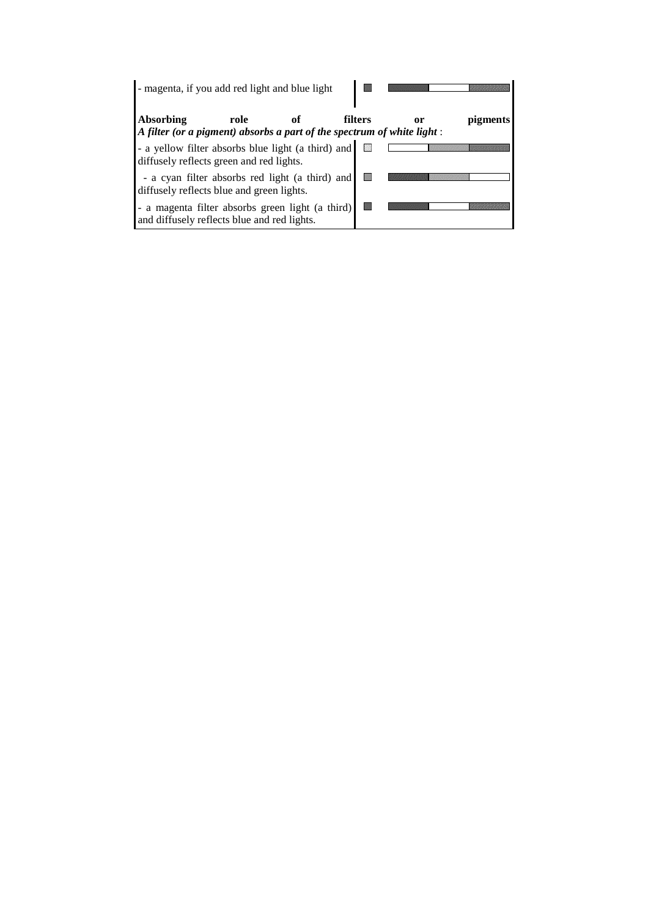- magenta, if you add red light and blue light

**Absorbing role of filters or pigments**
***A filter (or a pigment) absorbs a part of the spectrum of white light*** :

- a yellow filter absorbs blue light (a third) and diffusely reflects green and red lights.

- a cyan filter absorbs red light (a third) and diffusely reflects blue and green lights.

- a magenta filter absorbs green light (a third) and diffusely reflects blue and red lights.